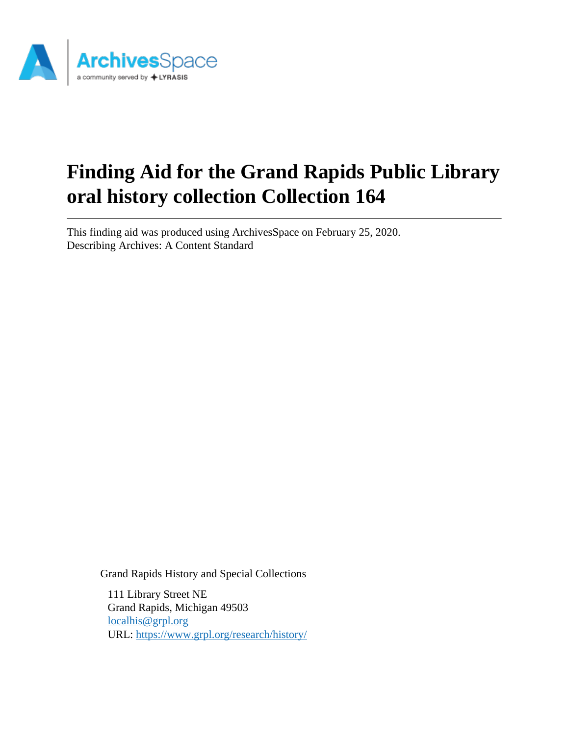# Finding Aid for the Grand Rapids Public Library oral history collection Collection 164

This finding aid was produced using ArchivesSpace on February 25, 2020.
Describing Archives: A Content Standard

Grand Rapids History and Special Collections

111 Library Street NE
Grand Rapids, Michigan 49503
localhis@grpl.org
URL: https://www.grpl.org/research/history/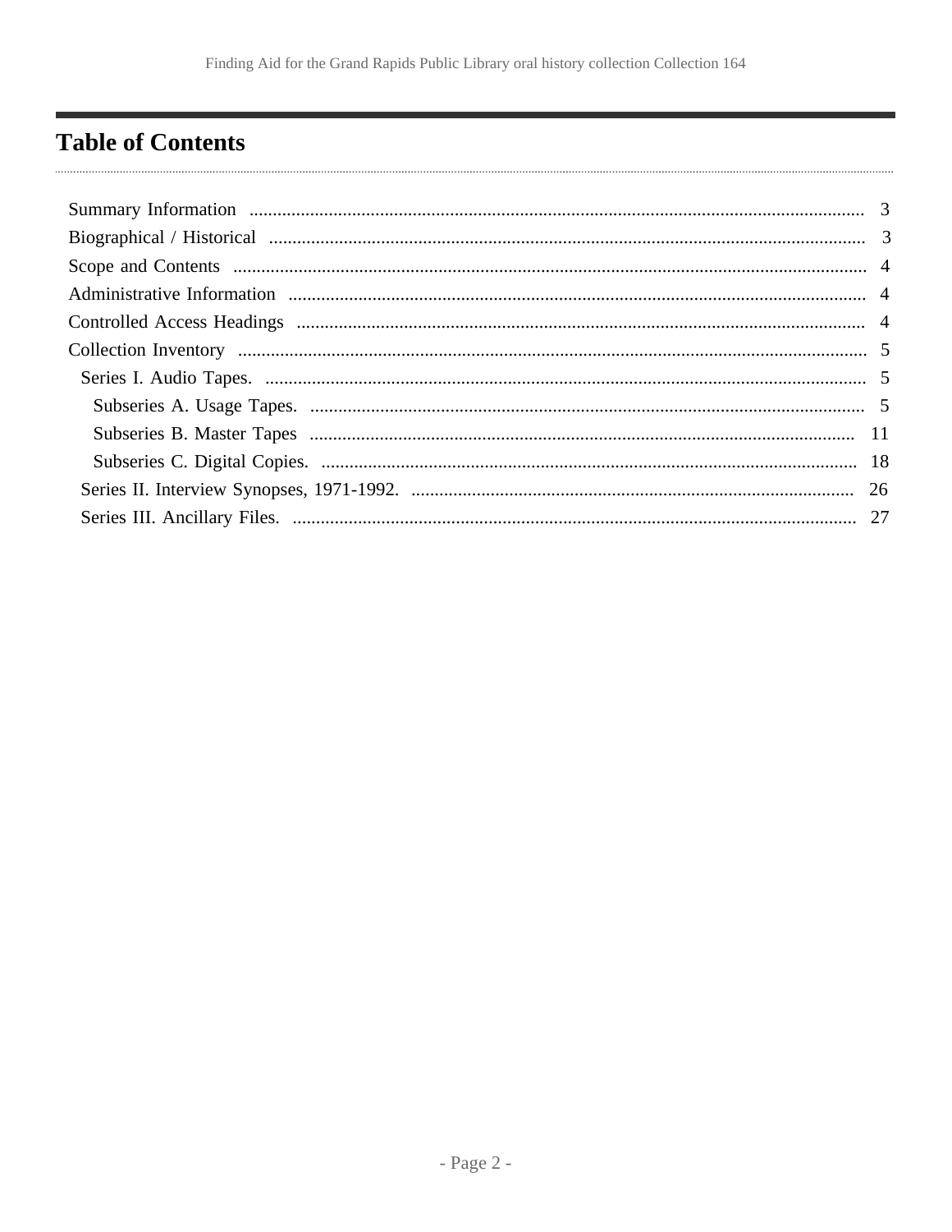## Table of Contents

- Summary Information ... 3
- Biographical / Historical ... 3
- Scope and Contents ... 4
- Administrative Information ... 4
- Controlled Access Headings ... 4
- Collection Inventory ... 5
  - Series I. Audio Tapes. ... 5
    - Subseries A. Usage Tapes. ... 5
    - Subseries B. Master Tapes ... 11
    - Subseries C. Digital Copies. ... 18
  - Series II. Interview Synopses, 1971-1992. ... 26
  - Series III. Ancillary Files. ... 27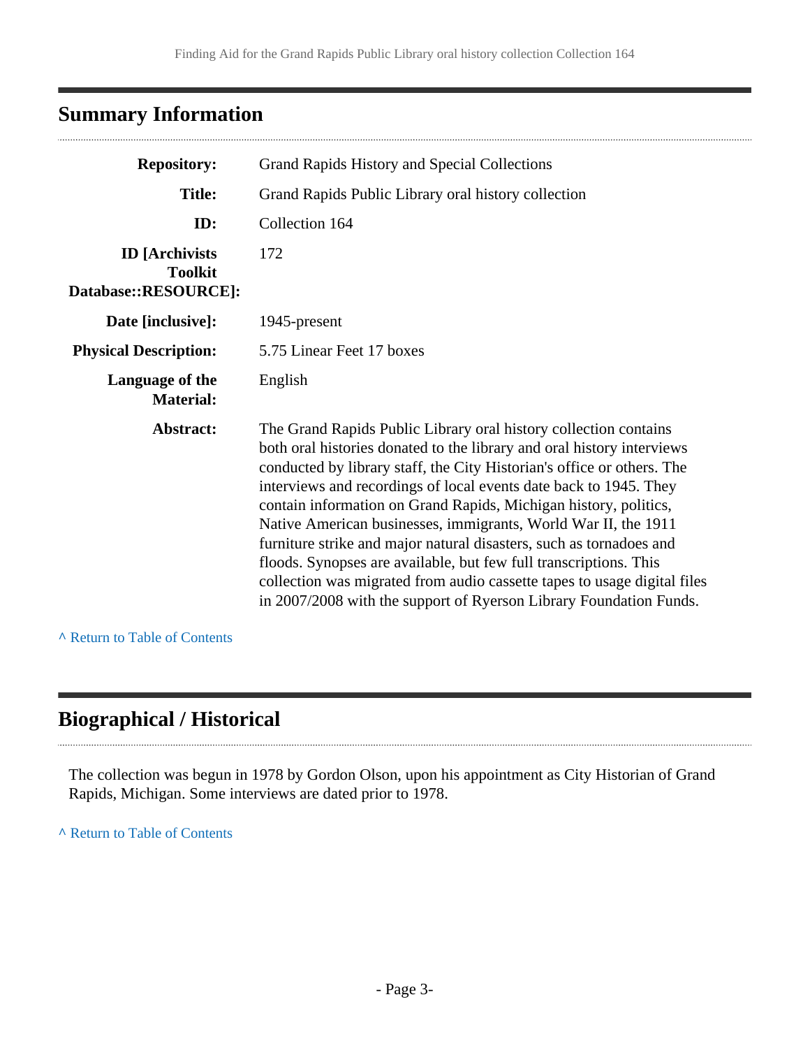## Summary Information

| | |
|---|---|
| **Repository:** | Grand Rapids History and Special Collections |
| **Title:** | Grand Rapids Public Library oral history collection |
| **ID:** | Collection 164 |
| **ID [Archivists Toolkit Database::RESOURCE]:** | 172 |
| **Date [inclusive]:** | 1945-present |
| **Physical Description:** | 5.75 Linear Feet 17 boxes |
| **Language of the Material:** | English |
| **Abstract:** | The Grand Rapids Public Library oral history collection contains both oral histories donated to the library and oral history interviews conducted by library staff, the City Historian's office or others. The interviews and recordings of local events date back to 1945. They contain information on Grand Rapids, Michigan history, politics, Native American businesses, immigrants, World War II, the 1911 furniture strike and major natural disasters, such as tornadoes and floods. Synopses are available, but few full transcriptions. This collection was migrated from audio cassette tapes to usage digital files in 2007/2008 with the support of Ryerson Library Foundation Funds. |

^ Return to Table of Contents

## Biographical / Historical

The collection was begun in 1978 by Gordon Olson, upon his appointment as City Historian of Grand Rapids, Michigan. Some interviews are dated prior to 1978.

^ Return to Table of Contents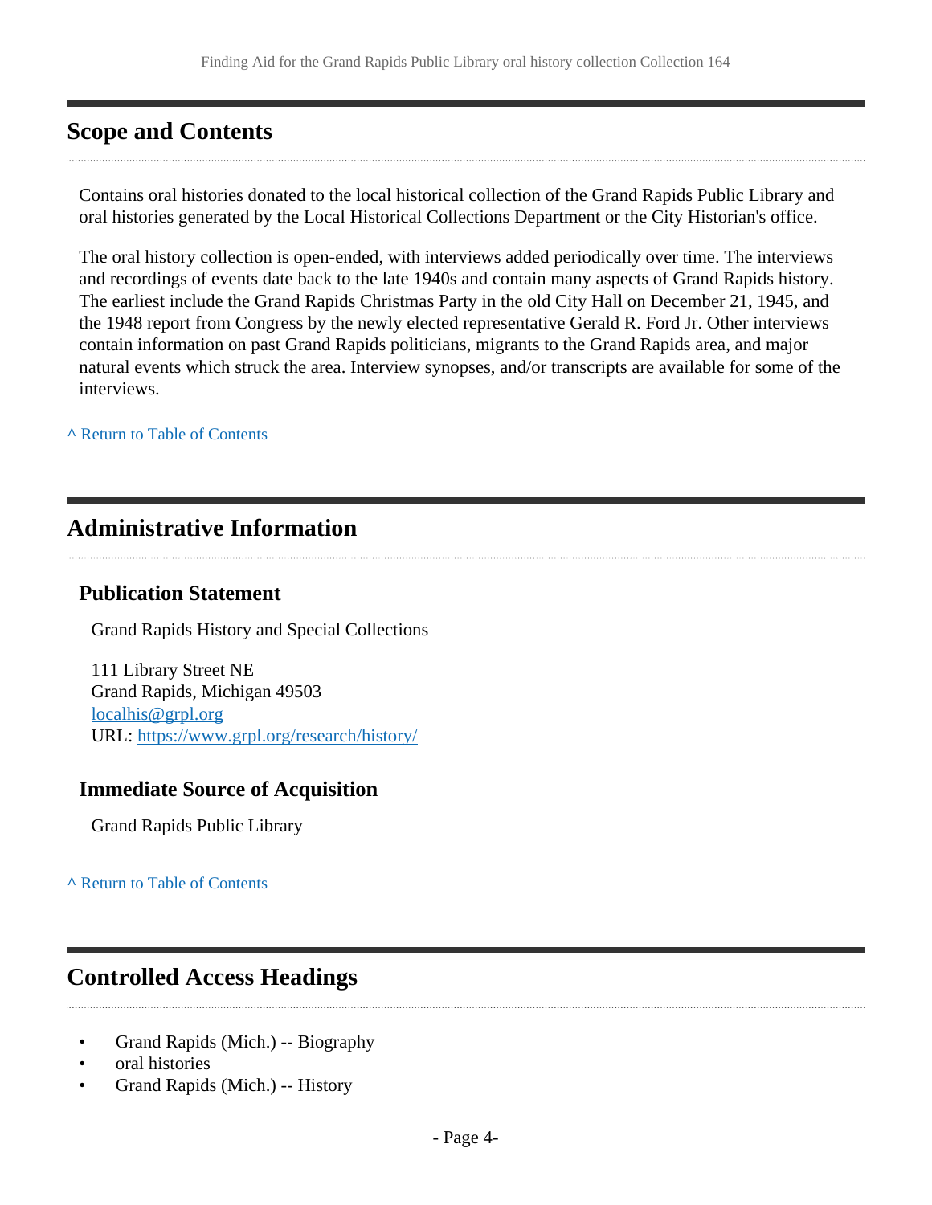## Scope and Contents

Contains oral histories donated to the local historical collection of the Grand Rapids Public Library and oral histories generated by the Local Historical Collections Department or the City Historian's office.

The oral history collection is open-ended, with interviews added periodically over time. The interviews and recordings of events date back to the late 1940s and contain many aspects of Grand Rapids history. The earliest include the Grand Rapids Christmas Party in the old City Hall on December 21, 1945, and the 1948 report from Congress by the newly elected representative Gerald R. Ford Jr. Other interviews contain information on past Grand Rapids politicians, migrants to the Grand Rapids area, and major natural events which struck the area. Interview synopses, and/or transcripts are available for some of the interviews.

^ Return to Table of Contents

## Administrative Information

### Publication Statement

Grand Rapids History and Special Collections

111 Library Street NE
Grand Rapids, Michigan 49503
localhis@grpl.org
URL: https://www.grpl.org/research/history/

### Immediate Source of Acquisition

Grand Rapids Public Library

^ Return to Table of Contents

## Controlled Access Headings

- Grand Rapids (Mich.) -- Biography
- oral histories
- Grand Rapids (Mich.) -- History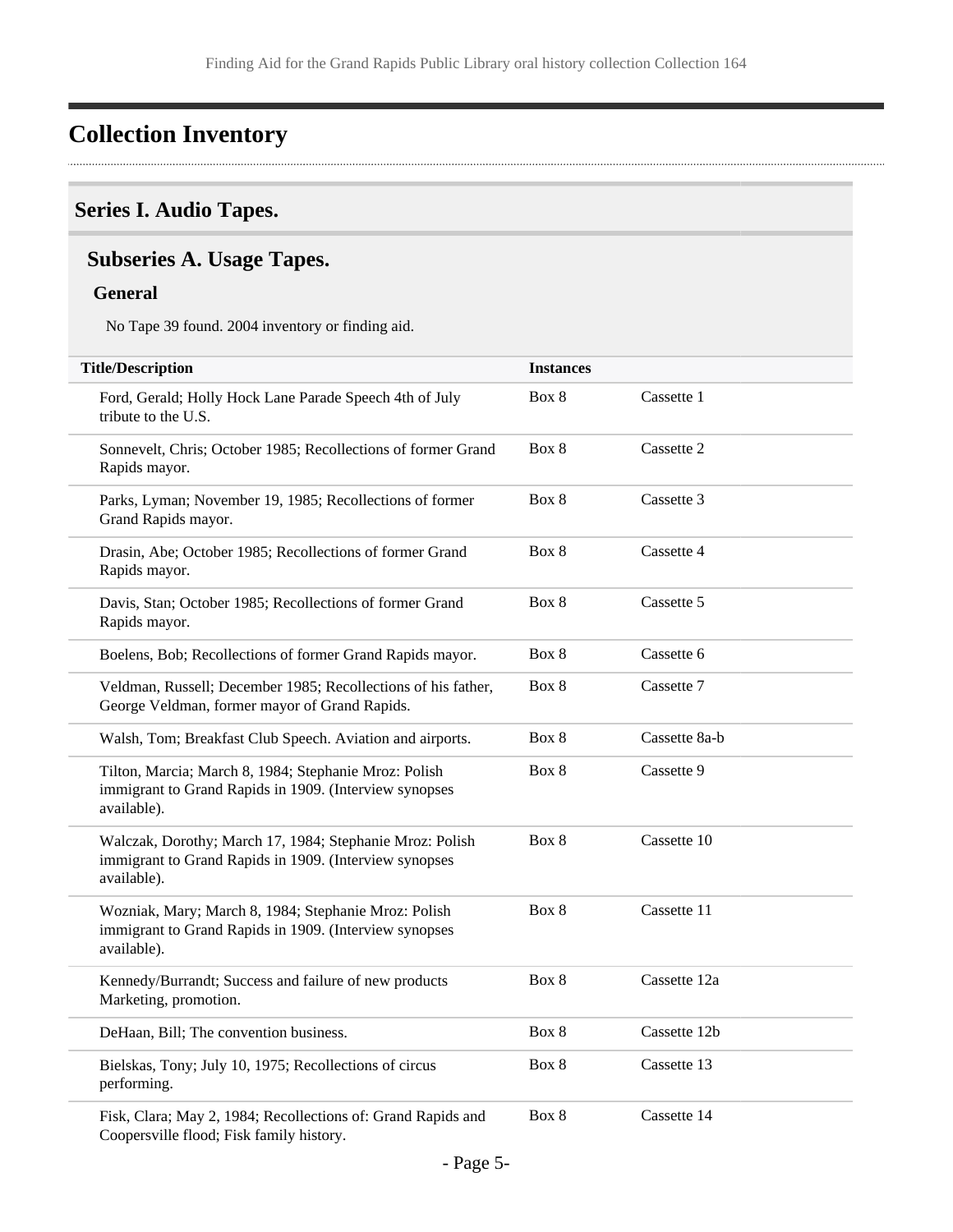# Collection Inventory

## Series I. Audio Tapes.

### Subseries A. Usage Tapes.

#### General

No Tape 39 found. 2004 inventory or finding aid.

| Title/Description | Instances | |
|---|---|---|
| Ford, Gerald; Holly Hock Lane Parade Speech 4th of July tribute to the U.S. | Box 8 | Cassette 1 |
| Sonnevelt, Chris; October 1985; Recollections of former Grand Rapids mayor. | Box 8 | Cassette 2 |
| Parks, Lyman; November 19, 1985; Recollections of former Grand Rapids mayor. | Box 8 | Cassette 3 |
| Drasin, Abe; October 1985; Recollections of former Grand Rapids mayor. | Box 8 | Cassette 4 |
| Davis, Stan; October 1985; Recollections of former Grand Rapids mayor. | Box 8 | Cassette 5 |
| Boelens, Bob; Recollections of former Grand Rapids mayor. | Box 8 | Cassette 6 |
| Veldman, Russell; December 1985; Recollections of his father, George Veldman, former mayor of Grand Rapids. | Box 8 | Cassette 7 |
| Walsh, Tom; Breakfast Club Speech. Aviation and airports. | Box 8 | Cassette 8a-b |
| Tilton, Marcia; March 8, 1984; Stephanie Mroz: Polish immigrant to Grand Rapids in 1909. (Interview synopses available). | Box 8 | Cassette 9 |
| Walczak, Dorothy; March 17, 1984; Stephanie Mroz: Polish immigrant to Grand Rapids in 1909. (Interview synopses available). | Box 8 | Cassette 10 |
| Wozniak, Mary; March 8, 1984; Stephanie Mroz: Polish immigrant to Grand Rapids in 1909. (Interview synopses available). | Box 8 | Cassette 11 |
| Kennedy/Burrandt; Success and failure of new products Marketing, promotion. | Box 8 | Cassette 12a |
| DeHaan, Bill; The convention business. | Box 8 | Cassette 12b |
| Bielskas, Tony; July 10, 1975; Recollections of circus performing. | Box 8 | Cassette 13 |
| Fisk, Clara; May 2, 1984; Recollections of: Grand Rapids and Coopersville flood; Fisk family history. | Box 8 | Cassette 14 |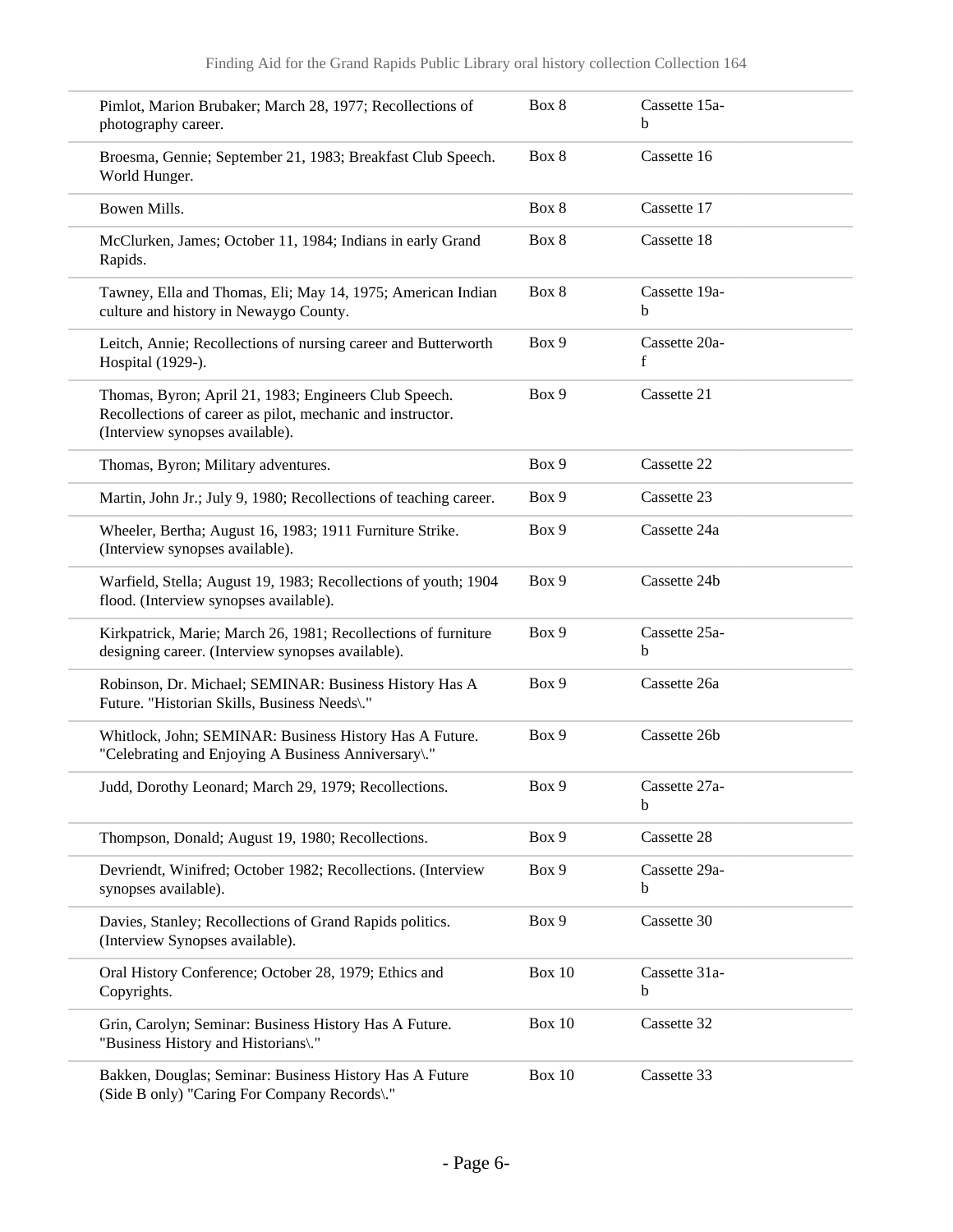| | | |
|---|---|---|
| Pimlot, Marion Brubaker; March 28, 1977; Recollections of photography career. | Box 8 | Cassette 15a-b |
| Broesma, Gennie; September 21, 1983; Breakfast Club Speech. World Hunger. | Box 8 | Cassette 16 |
| Bowen Mills. | Box 8 | Cassette 17 |
| McClurken, James; October 11, 1984; Indians in early Grand Rapids. | Box 8 | Cassette 18 |
| Tawney, Ella and Thomas, Eli; May 14, 1975; American Indian culture and history in Newaygo County. | Box 8 | Cassette 19a-b |
| Leitch, Annie; Recollections of nursing career and Butterworth Hospital (1929-). | Box 9 | Cassette 20a-f |
| Thomas, Byron; April 21, 1983; Engineers Club Speech. Recollections of career as pilot, mechanic and instructor. (Interview synopses available). | Box 9 | Cassette 21 |
| Thomas, Byron; Military adventures. | Box 9 | Cassette 22 |
| Martin, John Jr.; July 9, 1980; Recollections of teaching career. | Box 9 | Cassette 23 |
| Wheeler, Bertha; August 16, 1983; 1911 Furniture Strike. (Interview synopses available). | Box 9 | Cassette 24a |
| Warfield, Stella; August 19, 1983; Recollections of youth; 1904 flood. (Interview synopses available). | Box 9 | Cassette 24b |
| Kirkpatrick, Marie; March 26, 1981; Recollections of furniture designing career. (Interview synopses available). | Box 9 | Cassette 25a-b |
| Robinson, Dr. Michael; SEMINAR: Business History Has A Future. "Historian Skills, Business Needs\." | Box 9 | Cassette 26a |
| Whitlock, John; SEMINAR: Business History Has A Future. "Celebrating and Enjoying A Business Anniversary\." | Box 9 | Cassette 26b |
| Judd, Dorothy Leonard; March 29, 1979; Recollections. | Box 9 | Cassette 27a-b |
| Thompson, Donald; August 19, 1980; Recollections. | Box 9 | Cassette 28 |
| Devriendt, Winifred; October 1982; Recollections. (Interview synopses available). | Box 9 | Cassette 29a-b |
| Davies, Stanley; Recollections of Grand Rapids politics. (Interview Synopses available). | Box 9 | Cassette 30 |
| Oral History Conference; October 28, 1979; Ethics and Copyrights. | Box 10 | Cassette 31a-b |
| Grin, Carolyn; Seminar: Business History Has A Future. "Business History and Historians\." | Box 10 | Cassette 32 |
| Bakken, Douglas; Seminar: Business History Has A Future (Side B only) "Caring For Company Records\." | Box 10 | Cassette 33 |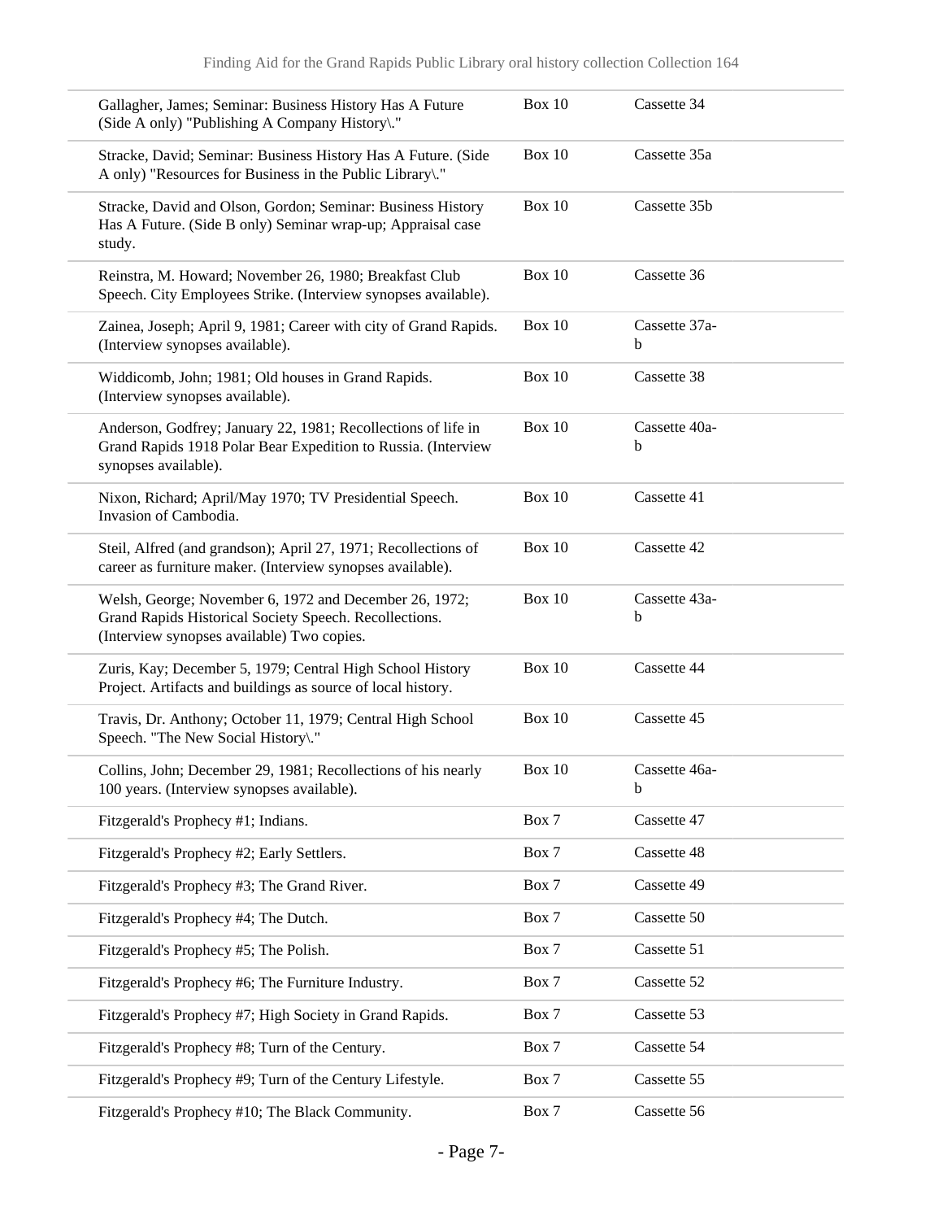| | | |
|---|---|---|
| Gallagher, James; Seminar: Business History Has A Future (Side A only) "Publishing A Company History\." | Box 10 | Cassette 34 |
| Stracke, David; Seminar: Business History Has A Future. (Side A only) "Resources for Business in the Public Library\." | Box 10 | Cassette 35a |
| Stracke, David and Olson, Gordon; Seminar: Business History Has A Future. (Side B only) Seminar wrap-up; Appraisal case study. | Box 10 | Cassette 35b |
| Reinstra, M. Howard; November 26, 1980; Breakfast Club Speech. City Employees Strike. (Interview synopses available). | Box 10 | Cassette 36 |
| Zainea, Joseph; April 9, 1981; Career with city of Grand Rapids. (Interview synopses available). | Box 10 | Cassette 37a-b |
| Widdicomb, John; 1981; Old houses in Grand Rapids. (Interview synopses available). | Box 10 | Cassette 38 |
| Anderson, Godfrey; January 22, 1981; Recollections of life in Grand Rapids 1918 Polar Bear Expedition to Russia. (Interview synopses available). | Box 10 | Cassette 40a-b |
| Nixon, Richard; April/May 1970; TV Presidential Speech. Invasion of Cambodia. | Box 10 | Cassette 41 |
| Steil, Alfred (and grandson); April 27, 1971; Recollections of career as furniture maker. (Interview synopses available). | Box 10 | Cassette 42 |
| Welsh, George; November 6, 1972 and December 26, 1972; Grand Rapids Historical Society Speech. Recollections. (Interview synopses available) Two copies. | Box 10 | Cassette 43a-b |
| Zuris, Kay; December 5, 1979; Central High School History Project. Artifacts and buildings as source of local history. | Box 10 | Cassette 44 |
| Travis, Dr. Anthony; October 11, 1979; Central High School Speech. "The New Social History\." | Box 10 | Cassette 45 |
| Collins, John; December 29, 1981; Recollections of his nearly 100 years. (Interview synopses available). | Box 10 | Cassette 46a-b |
| Fitzgerald's Prophecy #1; Indians. | Box 7 | Cassette 47 |
| Fitzgerald's Prophecy #2; Early Settlers. | Box 7 | Cassette 48 |
| Fitzgerald's Prophecy #3; The Grand River. | Box 7 | Cassette 49 |
| Fitzgerald's Prophecy #4; The Dutch. | Box 7 | Cassette 50 |
| Fitzgerald's Prophecy #5; The Polish. | Box 7 | Cassette 51 |
| Fitzgerald's Prophecy #6; The Furniture Industry. | Box 7 | Cassette 52 |
| Fitzgerald's Prophecy #7; High Society in Grand Rapids. | Box 7 | Cassette 53 |
| Fitzgerald's Prophecy #8; Turn of the Century. | Box 7 | Cassette 54 |
| Fitzgerald's Prophecy #9; Turn of the Century Lifestyle. | Box 7 | Cassette 55 |
| Fitzgerald's Prophecy #10; The Black Community. | Box 7 | Cassette 56 |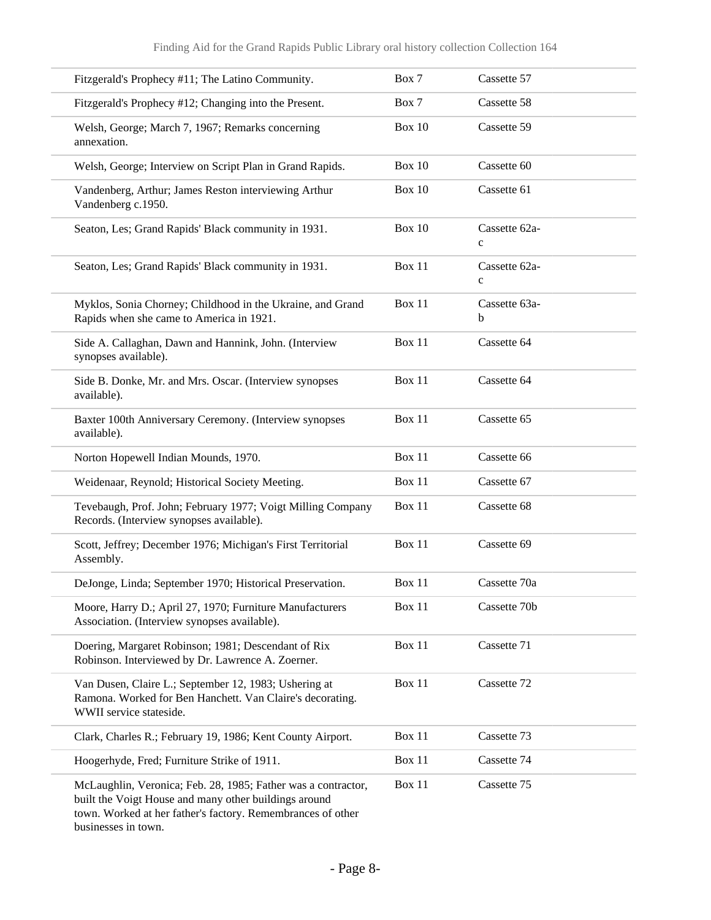| | | |
|---|---|---|
| Fitzgerald's Prophecy #11; The Latino Community. | Box 7 | Cassette 57 |
| Fitzgerald's Prophecy #12; Changing into the Present. | Box 7 | Cassette 58 |
| Welsh, George; March 7, 1967; Remarks concerning annexation. | Box 10 | Cassette 59 |
| Welsh, George; Interview on Script Plan in Grand Rapids. | Box 10 | Cassette 60 |
| Vandenberg, Arthur; James Reston interviewing Arthur Vandenberg c.1950. | Box 10 | Cassette 61 |
| Seaton, Les; Grand Rapids' Black community in 1931. | Box 10 | Cassette 62a-c |
| Seaton, Les; Grand Rapids' Black community in 1931. | Box 11 | Cassette 62a-c |
| Myklos, Sonia Chorney; Childhood in the Ukraine, and Grand Rapids when she came to America in 1921. | Box 11 | Cassette 63a-b |
| Side A. Callaghan, Dawn and Hannink, John. (Interview synopses available). | Box 11 | Cassette 64 |
| Side B. Donke, Mr. and Mrs. Oscar. (Interview synopses available). | Box 11 | Cassette 64 |
| Baxter 100th Anniversary Ceremony. (Interview synopses available). | Box 11 | Cassette 65 |
| Norton Hopewell Indian Mounds, 1970. | Box 11 | Cassette 66 |
| Weidenaar, Reynold; Historical Society Meeting. | Box 11 | Cassette 67 |
| Tevebaugh, Prof. John; February 1977; Voigt Milling Company Records. (Interview synopses available). | Box 11 | Cassette 68 |
| Scott, Jeffrey; December 1976; Michigan's First Territorial Assembly. | Box 11 | Cassette 69 |
| DeJonge, Linda; September 1970; Historical Preservation. | Box 11 | Cassette 70a |
| Moore, Harry D.; April 27, 1970; Furniture Manufacturers Association. (Interview synopses available). | Box 11 | Cassette 70b |
| Doering, Margaret Robinson; 1981; Descendant of Rix Robinson. Interviewed by Dr. Lawrence A. Zoerner. | Box 11 | Cassette 71 |
| Van Dusen, Claire L.; September 12, 1983; Ushering at Ramona. Worked for Ben Hanchett. Van Claire's decorating. WWII service stateside. | Box 11 | Cassette 72 |
| Clark, Charles R.; February 19, 1986; Kent County Airport. | Box 11 | Cassette 73 |
| Hoogerhyde, Fred; Furniture Strike of 1911. | Box 11 | Cassette 74 |
| McLaughlin, Veronica; Feb. 28, 1985; Father was a contractor, built the Voigt House and many other buildings around town. Worked at her father's factory. Remembrances of other businesses in town. | Box 11 | Cassette 75 |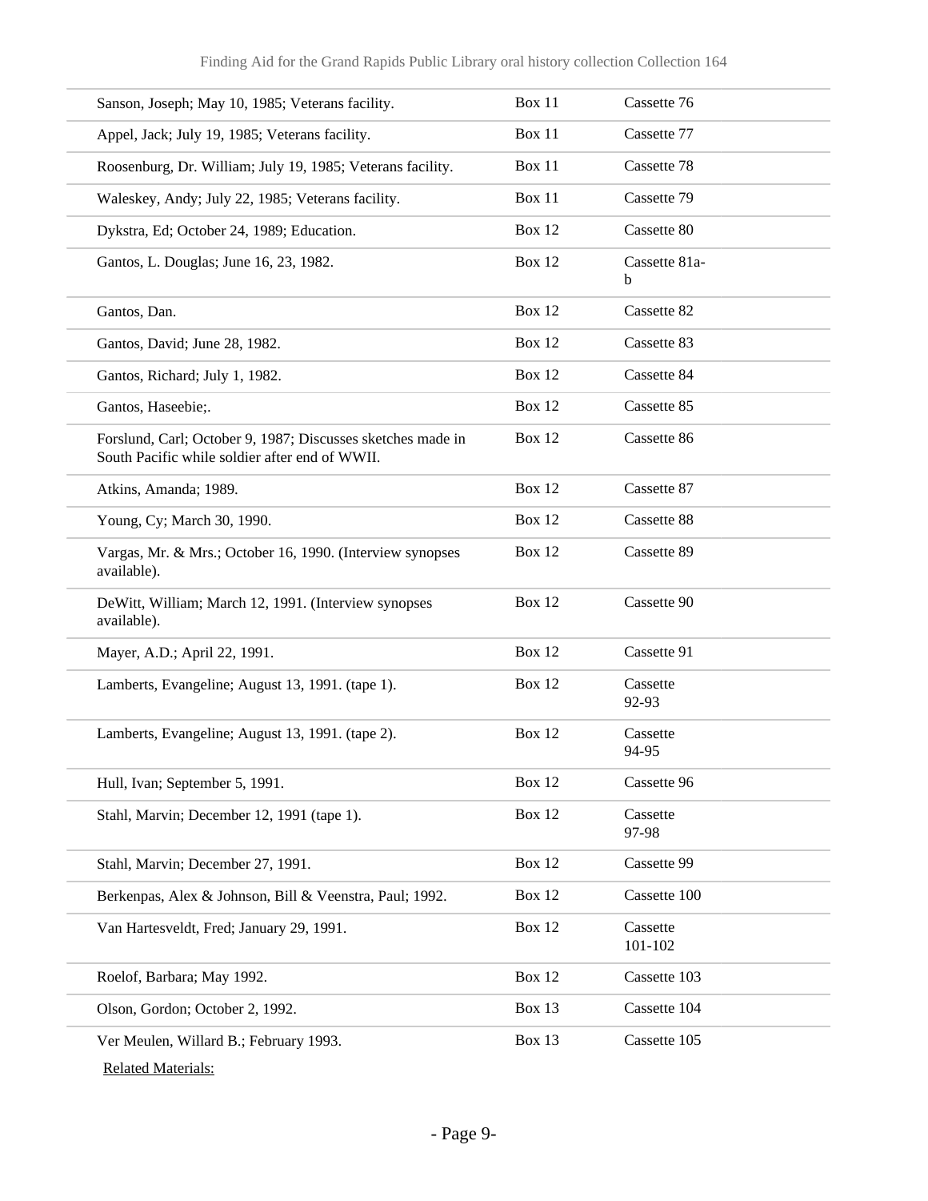| | | |
|---|---|---|
| Sanson, Joseph; May 10, 1985; Veterans facility. | Box 11 | Cassette 76 |
| Appel, Jack; July 19, 1985; Veterans facility. | Box 11 | Cassette 77 |
| Roosenburg, Dr. William; July 19, 1985; Veterans facility. | Box 11 | Cassette 78 |
| Waleskey, Andy; July 22, 1985; Veterans facility. | Box 11 | Cassette 79 |
| Dykstra, Ed; October 24, 1989; Education. | Box 12 | Cassette 80 |
| Gantos, L. Douglas; June 16, 23, 1982. | Box 12 | Cassette 81a-b |
| Gantos, Dan. | Box 12 | Cassette 82 |
| Gantos, David; June 28, 1982. | Box 12 | Cassette 83 |
| Gantos, Richard; July 1, 1982. | Box 12 | Cassette 84 |
| Gantos, Haseebie;. | Box 12 | Cassette 85 |
| Forslund, Carl; October 9, 1987; Discusses sketches made in South Pacific while soldier after end of WWII. | Box 12 | Cassette 86 |
| Atkins, Amanda; 1989. | Box 12 | Cassette 87 |
| Young, Cy; March 30, 1990. | Box 12 | Cassette 88 |
| Vargas, Mr. & Mrs.; October 16, 1990. (Interview synopses available). | Box 12 | Cassette 89 |
| DeWitt, William; March 12, 1991. (Interview synopses available). | Box 12 | Cassette 90 |
| Mayer, A.D.; April 22, 1991. | Box 12 | Cassette 91 |
| Lamberts, Evangeline; August 13, 1991. (tape 1). | Box 12 | Cassette 92-93 |
| Lamberts, Evangeline; August 13, 1991. (tape 2). | Box 12 | Cassette 94-95 |
| Hull, Ivan; September 5, 1991. | Box 12 | Cassette 96 |
| Stahl, Marvin; December 12, 1991 (tape 1). | Box 12 | Cassette 97-98 |
| Stahl, Marvin; December 27, 1991. | Box 12 | Cassette 99 |
| Berkenpas, Alex & Johnson, Bill & Veenstra, Paul; 1992. | Box 12 | Cassette 100 |
| Van Hartesveldt, Fred; January 29, 1991. | Box 12 | Cassette 101-102 |
| Roelof, Barbara; May 1992. | Box 12 | Cassette 103 |
| Olson, Gordon; October 2, 1992. | Box 13 | Cassette 104 |
| Ver Meulen, Willard B.; February 1993. | Box 13 | Cassette 105 |

Related Materials: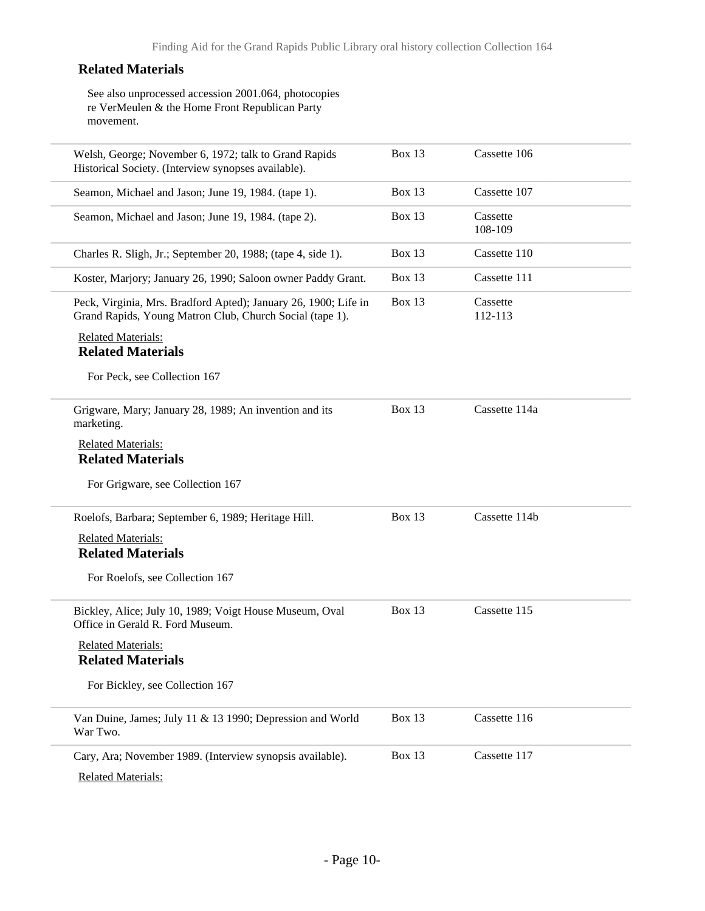### Related Materials

See also unprocessed accession 2001.064, photocopies re VerMeulen & the Home Front Republican Party movement.

| | | |
|---|---|---|
| Welsh, George; November 6, 1972; talk to Grand Rapids Historical Society. (Interview synopses available). | Box 13 | Cassette 106 |
| Seamon, Michael and Jason; June 19, 1984. (tape 1). | Box 13 | Cassette 107 |
| Seamon, Michael and Jason; June 19, 1984. (tape 2). | Box 13 | Cassette 108-109 |
| Charles R. Sligh, Jr.; September 20, 1988; (tape 4, side 1). | Box 13 | Cassette 110 |
| Koster, Marjory; January 26, 1990; Saloon owner Paddy Grant. | Box 13 | Cassette 111 |
| Peck, Virginia, Mrs. Bradford Apted); January 26, 1900; Life in Grand Rapids, Young Matron Club, Church Social (tape 1). | Box 13 | Cassette 112-113 |

Related Materials:

### Related Materials

For Peck, see Collection 167

| | | |
|---|---|---|
| Grigware, Mary; January 28, 1989; An invention and its marketing. | Box 13 | Cassette 114a |

Related Materials:

### Related Materials

For Grigware, see Collection 167

| | | |
|---|---|---|
| Roelofs, Barbara; September 6, 1989; Heritage Hill. | Box 13 | Cassette 114b |

Related Materials:

### Related Materials

For Roelofs, see Collection 167

| | | |
|---|---|---|
| Bickley, Alice; July 10, 1989; Voigt House Museum, Oval Office in Gerald R. Ford Museum. | Box 13 | Cassette 115 |

Related Materials:

### Related Materials

For Bickley, see Collection 167

| | | |
|---|---|---|
| Van Duine, James; July 11 & 13 1990; Depression and World War Two. | Box 13 | Cassette 116 |
| Cary, Ara; November 1989. (Interview synopsis available). | Box 13 | Cassette 117 |

Related Materials: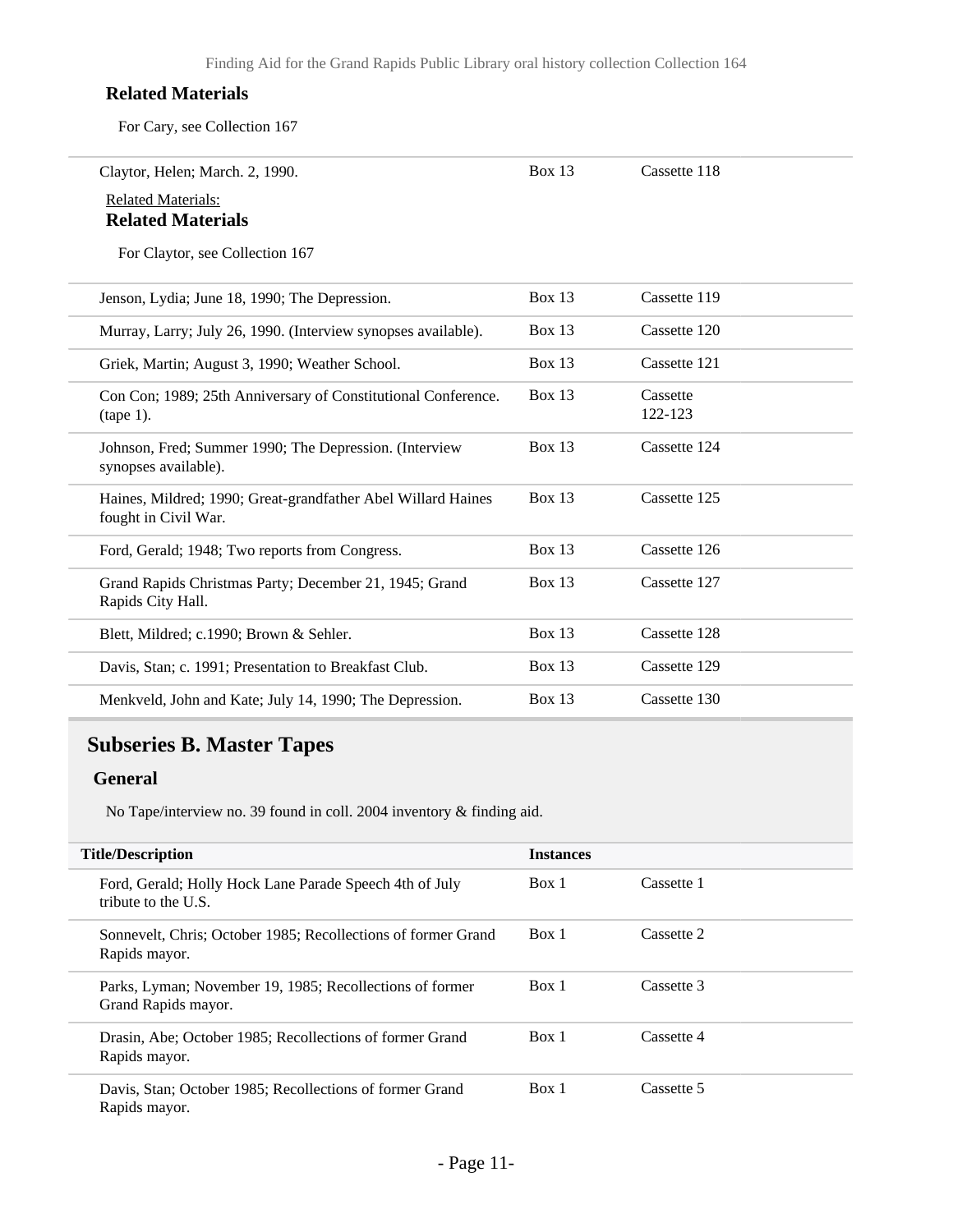**Related Materials**

For Cary, see Collection 167

| | | |
|---|---|---|
| Claytor, Helen; March. 2, 1990. | Box 13 | Cassette 118 |

Related Materials:

**Related Materials**

For Claytor, see Collection 167

| | | |
|---|---|---|
| Jenson, Lydia; June 18, 1990; The Depression. | Box 13 | Cassette 119 |
| Murray, Larry; July 26, 1990. (Interview synopses available). | Box 13 | Cassette 120 |
| Griek, Martin; August 3, 1990; Weather School. | Box 13 | Cassette 121 |
| Con Con; 1989; 25th Anniversary of Constitutional Conference. (tape 1). | Box 13 | Cassette 122-123 |
| Johnson, Fred; Summer 1990; The Depression. (Interview synopses available). | Box 13 | Cassette 124 |
| Haines, Mildred; 1990; Great-grandfather Abel Willard Haines fought in Civil War. | Box 13 | Cassette 125 |
| Ford, Gerald; 1948; Two reports from Congress. | Box 13 | Cassette 126 |
| Grand Rapids Christmas Party; December 21, 1945; Grand Rapids City Hall. | Box 13 | Cassette 127 |
| Blett, Mildred; c.1990; Brown & Sehler. | Box 13 | Cassette 128 |
| Davis, Stan; c. 1991; Presentation to Breakfast Club. | Box 13 | Cassette 129 |
| Menkveld, John and Kate; July 14, 1990; The Depression. | Box 13 | Cassette 130 |

## Subseries B. Master Tapes

### General

No Tape/interview no. 39 found in coll. 2004 inventory & finding aid.

| Title/Description | Instances | |
|---|---|---|
| Ford, Gerald; Holly Hock Lane Parade Speech 4th of July tribute to the U.S. | Box 1 | Cassette 1 |
| Sonnevelt, Chris; October 1985; Recollections of former Grand Rapids mayor. | Box 1 | Cassette 2 |
| Parks, Lyman; November 19, 1985; Recollections of former Grand Rapids mayor. | Box 1 | Cassette 3 |
| Drasin, Abe; October 1985; Recollections of former Grand Rapids mayor. | Box 1 | Cassette 4 |
| Davis, Stan; October 1985; Recollections of former Grand Rapids mayor. | Box 1 | Cassette 5 |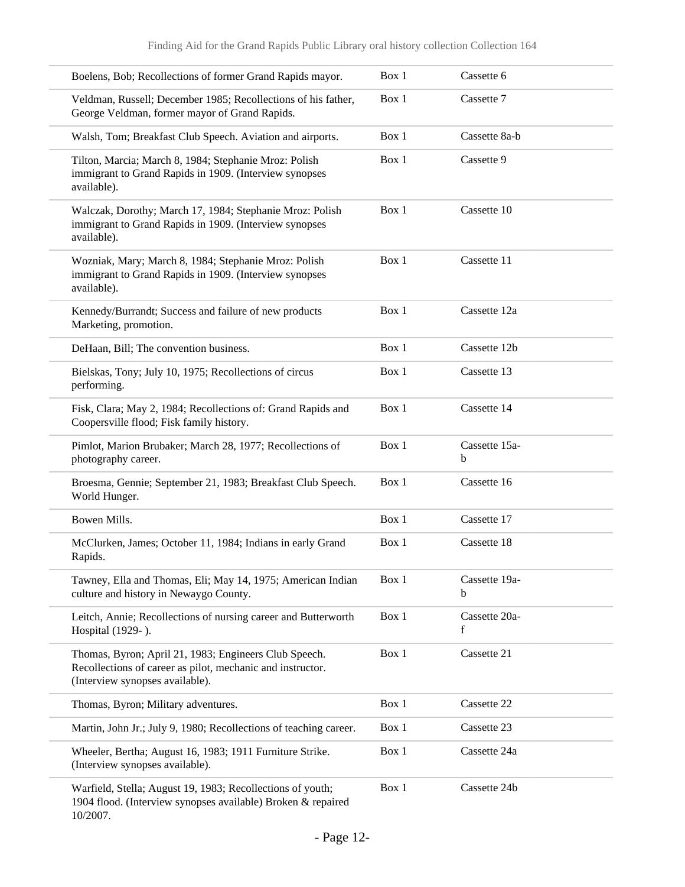| | | |
|---|---|---|
| Boelens, Bob; Recollections of former Grand Rapids mayor. | Box 1 | Cassette 6 |
| Veldman, Russell; December 1985; Recollections of his father, George Veldman, former mayor of Grand Rapids. | Box 1 | Cassette 7 |
| Walsh, Tom; Breakfast Club Speech. Aviation and airports. | Box 1 | Cassette 8a-b |
| Tilton, Marcia; March 8, 1984; Stephanie Mroz: Polish immigrant to Grand Rapids in 1909. (Interview synopses available). | Box 1 | Cassette 9 |
| Walczak, Dorothy; March 17, 1984; Stephanie Mroz: Polish immigrant to Grand Rapids in 1909. (Interview synopses available). | Box 1 | Cassette 10 |
| Wozniak, Mary; March 8, 1984; Stephanie Mroz: Polish immigrant to Grand Rapids in 1909. (Interview synopses available). | Box 1 | Cassette 11 |
| Kennedy/Burrandt; Success and failure of new products Marketing, promotion. | Box 1 | Cassette 12a |
| DeHaan, Bill; The convention business. | Box 1 | Cassette 12b |
| Bielskas, Tony; July 10, 1975; Recollections of circus performing. | Box 1 | Cassette 13 |
| Fisk, Clara; May 2, 1984; Recollections of: Grand Rapids and Coopersville flood; Fisk family history. | Box 1 | Cassette 14 |
| Pimlot, Marion Brubaker; March 28, 1977; Recollections of photography career. | Box 1 | Cassette 15a-b |
| Broesma, Gennie; September 21, 1983; Breakfast Club Speech. World Hunger. | Box 1 | Cassette 16 |
| Bowen Mills. | Box 1 | Cassette 17 |
| McClurken, James; October 11, 1984; Indians in early Grand Rapids. | Box 1 | Cassette 18 |
| Tawney, Ella and Thomas, Eli; May 14, 1975; American Indian culture and history in Newaygo County. | Box 1 | Cassette 19a-b |
| Leitch, Annie; Recollections of nursing career and Butterworth Hospital (1929- ). | Box 1 | Cassette 20a-f |
| Thomas, Byron; April 21, 1983; Engineers Club Speech. Recollections of career as pilot, mechanic and instructor. (Interview synopses available). | Box 1 | Cassette 21 |
| Thomas, Byron; Military adventures. | Box 1 | Cassette 22 |
| Martin, John Jr.; July 9, 1980; Recollections of teaching career. | Box 1 | Cassette 23 |
| Wheeler, Bertha; August 16, 1983; 1911 Furniture Strike. (Interview synopses available). | Box 1 | Cassette 24a |
| Warfield, Stella; August 19, 1983; Recollections of youth; 1904 flood. (Interview synopses available) Broken & repaired 10/2007. | Box 1 | Cassette 24b |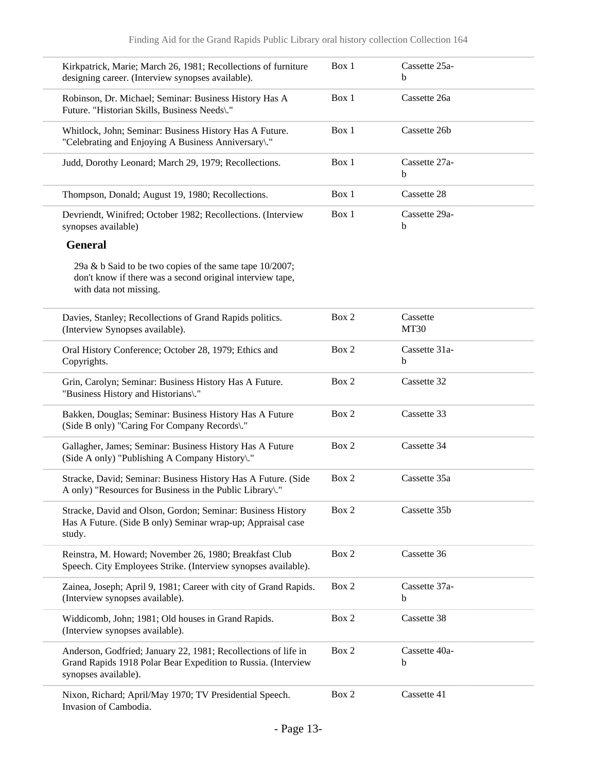| | | |
|---|---|---|
| Kirkpatrick, Marie; March 26, 1981; Recollections of furniture designing career. (Interview synopses available). | Box 1 | Cassette 25a-b |
| Robinson, Dr. Michael; Seminar: Business History Has A Future. "Historian Skills, Business Needs\." | Box 1 | Cassette 26a |
| Whitlock, John; Seminar: Business History Has A Future. "Celebrating and Enjoying A Business Anniversary\." | Box 1 | Cassette 26b |
| Judd, Dorothy Leonard; March 29, 1979; Recollections. | Box 1 | Cassette 27a-b |
| Thompson, Donald; August 19, 1980; Recollections. | Box 1 | Cassette 28 |
| Devriendt, Winifred; October 1982; Recollections. (Interview synopses available)<br><br>**General**<br><br>29a & b Said to be two copies of the same tape 10/2007; don't know if there was a second original interview tape, with data not missing. | Box 1 | Cassette 29a-b |
| Davies, Stanley; Recollections of Grand Rapids politics. (Interview Synopses available). | Box 2 | Cassette MT30 |
| Oral History Conference; October 28, 1979; Ethics and Copyrights. | Box 2 | Cassette 31a-b |
| Grin, Carolyn; Seminar: Business History Has A Future. "Business History and Historians\." | Box 2 | Cassette 32 |
| Bakken, Douglas; Seminar: Business History Has A Future (Side B only) "Caring For Company Records\." | Box 2 | Cassette 33 |
| Gallagher, James; Seminar: Business History Has A Future (Side A only) "Publishing A Company History\." | Box 2 | Cassette 34 |
| Stracke, David; Seminar: Business History Has A Future. (Side A only) "Resources for Business in the Public Library\." | Box 2 | Cassette 35a |
| Stracke, David and Olson, Gordon; Seminar: Business History Has A Future. (Side B only) Seminar wrap-up; Appraisal case study. | Box 2 | Cassette 35b |
| Reinstra, M. Howard; November 26, 1980; Breakfast Club Speech. City Employees Strike. (Interview synopses available). | Box 2 | Cassette 36 |
| Zainea, Joseph; April 9, 1981; Career with city of Grand Rapids. (Interview synopses available). | Box 2 | Cassette 37a-b |
| Widdicomb, John; 1981; Old houses in Grand Rapids. (Interview synopses available). | Box 2 | Cassette 38 |
| Anderson, Godfried; January 22, 1981; Recollections of life in Grand Rapids 1918 Polar Bear Expedition to Russia. (Interview synopses available). | Box 2 | Cassette 40a-b |
| Nixon, Richard; April/May 1970; TV Presidential Speech. Invasion of Cambodia. | Box 2 | Cassette 41 |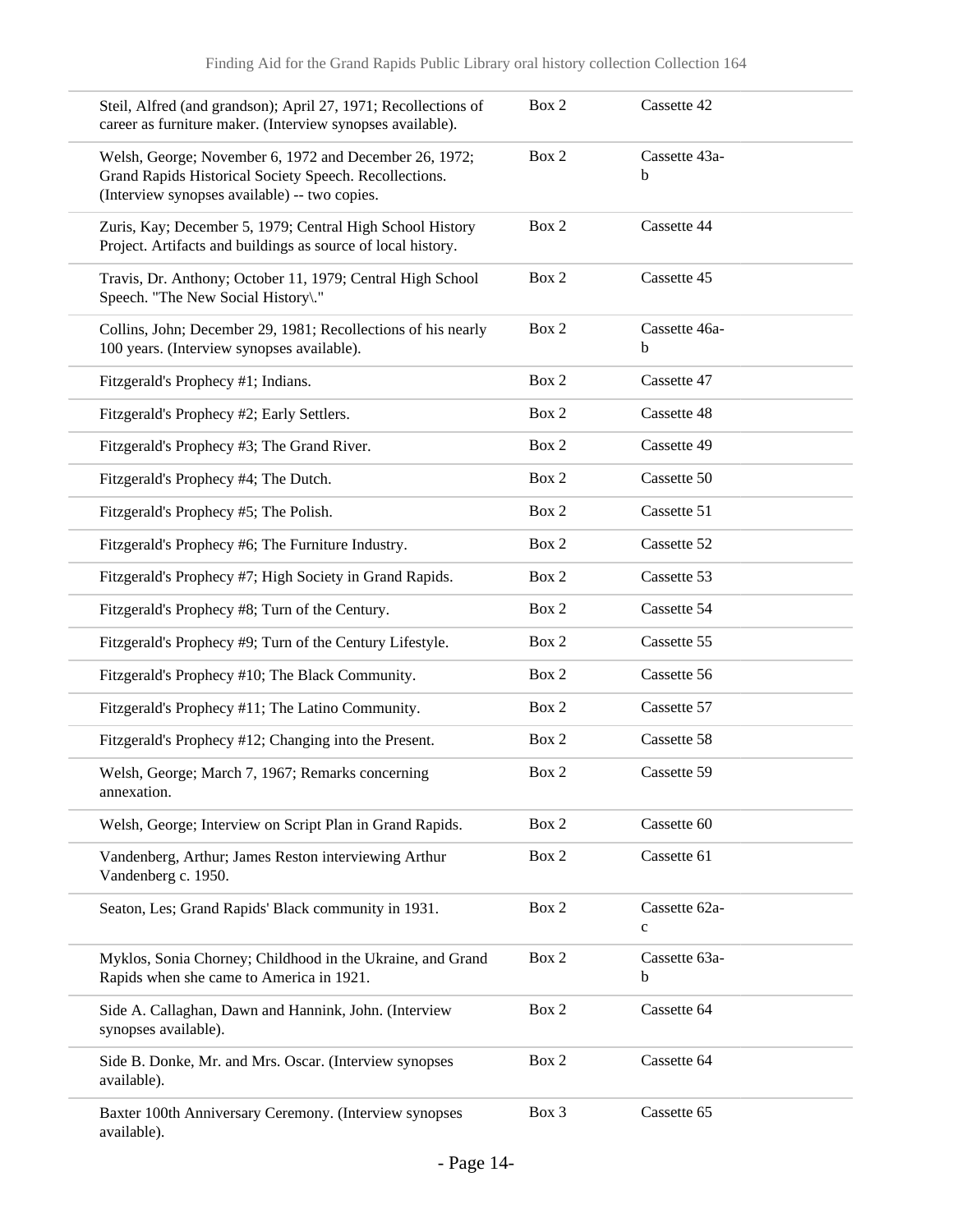| | | |
|---|---|---|
| Steil, Alfred (and grandson); April 27, 1971; Recollections of career as furniture maker. (Interview synopses available). | Box 2 | Cassette 42 |
| Welsh, George; November 6, 1972 and December 26, 1972; Grand Rapids Historical Society Speech. Recollections. (Interview synopses available) -- two copies. | Box 2 | Cassette 43a-b |
| Zuris, Kay; December 5, 1979; Central High School History Project. Artifacts and buildings as source of local history. | Box 2 | Cassette 44 |
| Travis, Dr. Anthony; October 11, 1979; Central High School Speech. "The New Social History\." | Box 2 | Cassette 45 |
| Collins, John; December 29, 1981; Recollections of his nearly 100 years. (Interview synopses available). | Box 2 | Cassette 46a-b |
| Fitzgerald's Prophecy #1; Indians. | Box 2 | Cassette 47 |
| Fitzgerald's Prophecy #2; Early Settlers. | Box 2 | Cassette 48 |
| Fitzgerald's Prophecy #3; The Grand River. | Box 2 | Cassette 49 |
| Fitzgerald's Prophecy #4; The Dutch. | Box 2 | Cassette 50 |
| Fitzgerald's Prophecy #5; The Polish. | Box 2 | Cassette 51 |
| Fitzgerald's Prophecy #6; The Furniture Industry. | Box 2 | Cassette 52 |
| Fitzgerald's Prophecy #7; High Society in Grand Rapids. | Box 2 | Cassette 53 |
| Fitzgerald's Prophecy #8; Turn of the Century. | Box 2 | Cassette 54 |
| Fitzgerald's Prophecy #9; Turn of the Century Lifestyle. | Box 2 | Cassette 55 |
| Fitzgerald's Prophecy #10; The Black Community. | Box 2 | Cassette 56 |
| Fitzgerald's Prophecy #11; The Latino Community. | Box 2 | Cassette 57 |
| Fitzgerald's Prophecy #12; Changing into the Present. | Box 2 | Cassette 58 |
| Welsh, George; March 7, 1967; Remarks concerning annexation. | Box 2 | Cassette 59 |
| Welsh, George; Interview on Script Plan in Grand Rapids. | Box 2 | Cassette 60 |
| Vandenberg, Arthur; James Reston interviewing Arthur Vandenberg c. 1950. | Box 2 | Cassette 61 |
| Seaton, Les; Grand Rapids' Black community in 1931. | Box 2 | Cassette 62a-c |
| Myklos, Sonia Chorney; Childhood in the Ukraine, and Grand Rapids when she came to America in 1921. | Box 2 | Cassette 63a-b |
| Side A. Callaghan, Dawn and Hannink, John. (Interview synopses available). | Box 2 | Cassette 64 |
| Side B. Donke, Mr. and Mrs. Oscar. (Interview synopses available). | Box 2 | Cassette 64 |
| Baxter 100th Anniversary Ceremony. (Interview synopses available). | Box 3 | Cassette 65 |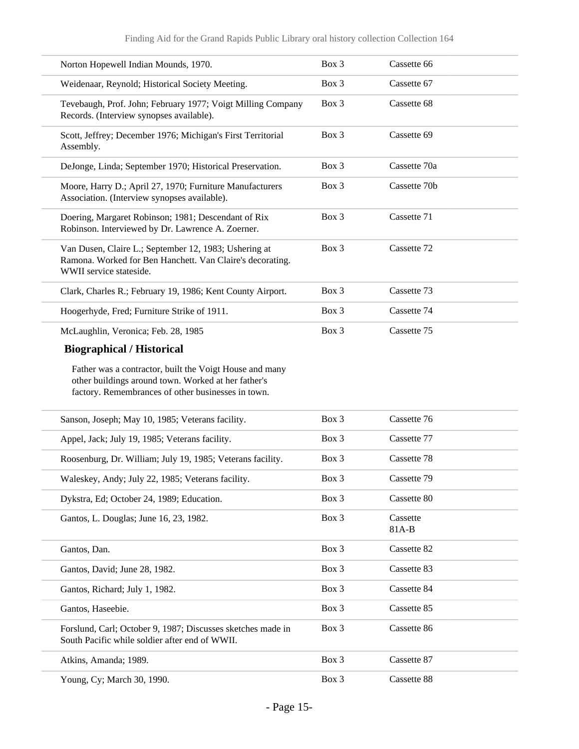| | | |
|---|---|---|
| Norton Hopewell Indian Mounds, 1970. | Box 3 | Cassette 66 |
| Weidenaar, Reynold; Historical Society Meeting. | Box 3 | Cassette 67 |
| Tevebaugh, Prof. John; February 1977; Voigt Milling Company Records. (Interview synopses available). | Box 3 | Cassette 68 |
| Scott, Jeffrey; December 1976; Michigan's First Territorial Assembly. | Box 3 | Cassette 69 |
| DeJonge, Linda; September 1970; Historical Preservation. | Box 3 | Cassette 70a |
| Moore, Harry D.; April 27, 1970; Furniture Manufacturers Association. (Interview synopses available). | Box 3 | Cassette 70b |
| Doering, Margaret Robinson; 1981; Descendant of Rix Robinson. Interviewed by Dr. Lawrence A. Zoerner. | Box 3 | Cassette 71 |
| Van Dusen, Claire L.; September 12, 1983; Ushering at Ramona. Worked for Ben Hanchett. Van Claire's decorating. WWII service stateside. | Box 3 | Cassette 72 |
| Clark, Charles R.; February 19, 1986; Kent County Airport. | Box 3 | Cassette 73 |
| Hoogerhyde, Fred; Furniture Strike of 1911. | Box 3 | Cassette 74 |
| McLaughlin, Veronica; Feb. 28, 1985 | Box 3 | Cassette 75 |

**Biographical / Historical**

Father was a contractor, built the Voigt House and many other buildings around town. Worked at her father's factory. Remembrances of other businesses in town.

| | | |
|---|---|---|
| Sanson, Joseph; May 10, 1985; Veterans facility. | Box 3 | Cassette 76 |
| Appel, Jack; July 19, 1985; Veterans facility. | Box 3 | Cassette 77 |
| Roosenburg, Dr. William; July 19, 1985; Veterans facility. | Box 3 | Cassette 78 |
| Waleskey, Andy; July 22, 1985; Veterans facility. | Box 3 | Cassette 79 |
| Dykstra, Ed; October 24, 1989; Education. | Box 3 | Cassette 80 |
| Gantos, L. Douglas; June 16, 23, 1982. | Box 3 | Cassette 81A-B |
| Gantos, Dan. | Box 3 | Cassette 82 |
| Gantos, David; June 28, 1982. | Box 3 | Cassette 83 |
| Gantos, Richard; July 1, 1982. | Box 3 | Cassette 84 |
| Gantos, Haseebie. | Box 3 | Cassette 85 |
| Forslund, Carl; October 9, 1987; Discusses sketches made in South Pacific while soldier after end of WWII. | Box 3 | Cassette 86 |
| Atkins, Amanda; 1989. | Box 3 | Cassette 87 |
| Young, Cy; March 30, 1990. | Box 3 | Cassette 88 |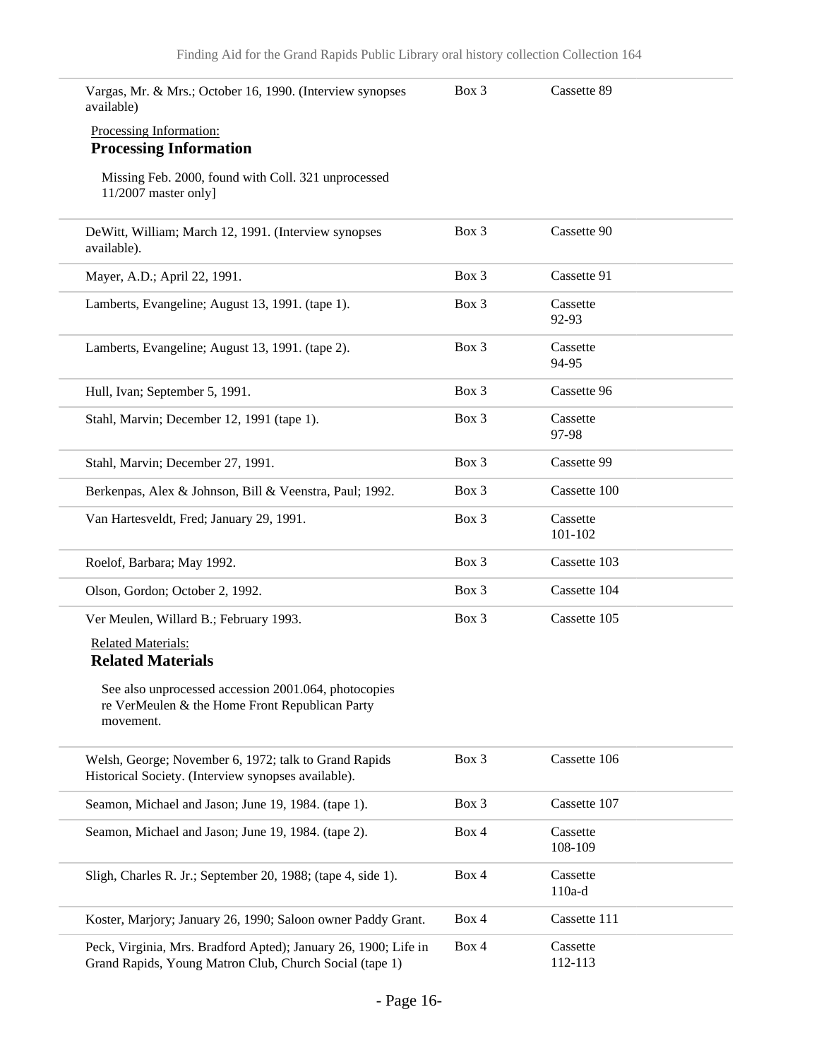| | | |
|---|---|---|
| Vargas, Mr. & Mrs.; October 16, 1990. (Interview synopses available) | Box 3 | Cassette 89 |

Processing Information:

**Processing Information**

Missing Feb. 2000, found with Coll. 321 unprocessed 11/2007 master only]

| | | |
|---|---|---|
| DeWitt, William; March 12, 1991. (Interview synopses available). | Box 3 | Cassette 90 |
| Mayer, A.D.; April 22, 1991. | Box 3 | Cassette 91 |
| Lamberts, Evangeline; August 13, 1991. (tape 1). | Box 3 | Cassette 92-93 |
| Lamberts, Evangeline; August 13, 1991. (tape 2). | Box 3 | Cassette 94-95 |
| Hull, Ivan; September 5, 1991. | Box 3 | Cassette 96 |
| Stahl, Marvin; December 12, 1991 (tape 1). | Box 3 | Cassette 97-98 |
| Stahl, Marvin; December 27, 1991. | Box 3 | Cassette 99 |
| Berkenpas, Alex & Johnson, Bill & Veenstra, Paul; 1992. | Box 3 | Cassette 100 |
| Van Hartesveldt, Fred; January 29, 1991. | Box 3 | Cassette 101-102 |
| Roelof, Barbara; May 1992. | Box 3 | Cassette 103 |
| Olson, Gordon; October 2, 1992. | Box 3 | Cassette 104 |
| Ver Meulen, Willard B.; February 1993. | Box 3 | Cassette 105 |

Related Materials:

**Related Materials**

See also unprocessed accession 2001.064, photocopies re VerMeulen & the Home Front Republican Party movement.

| | | |
|---|---|---|
| Welsh, George; November 6, 1972; talk to Grand Rapids Historical Society. (Interview synopses available). | Box 3 | Cassette 106 |
| Seamon, Michael and Jason; June 19, 1984. (tape 1). | Box 3 | Cassette 107 |
| Seamon, Michael and Jason; June 19, 1984. (tape 2). | Box 4 | Cassette 108-109 |
| Sligh, Charles R. Jr.; September 20, 1988; (tape 4, side 1). | Box 4 | Cassette 110a-d |
| Koster, Marjory; January 26, 1990; Saloon owner Paddy Grant. | Box 4 | Cassette 111 |
| Peck, Virginia, Mrs. Bradford Apted); January 26, 1900; Life in Grand Rapids, Young Matron Club, Church Social (tape 1) | Box 4 | Cassette 112-113 |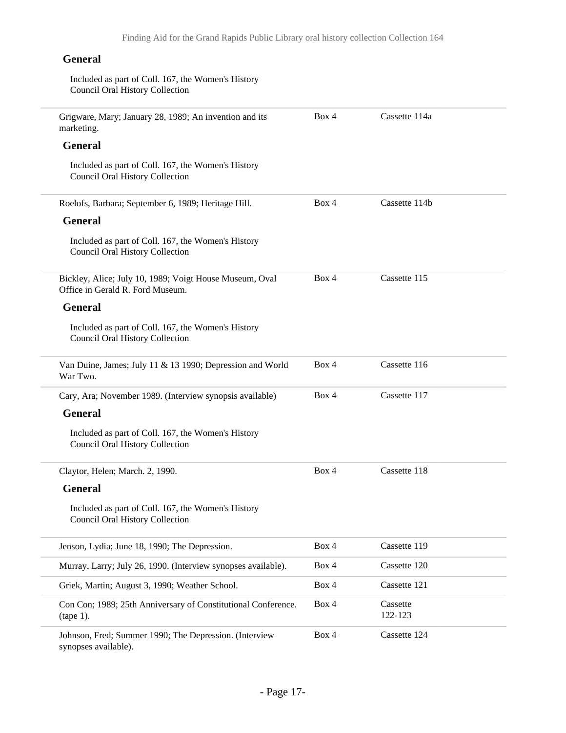**General**

Included as part of Coll. 167, the Women's History Council Oral History Collection

| | | |
|---|---|---|
| Grigware, Mary; January 28, 1989; An invention and its marketing. | Box 4 | Cassette 114a |

**General**

Included as part of Coll. 167, the Women's History Council Oral History Collection

| | | |
|---|---|---|
| Roelofs, Barbara; September 6, 1989; Heritage Hill. | Box 4 | Cassette 114b |

**General**

Included as part of Coll. 167, the Women's History Council Oral History Collection

| | | |
|---|---|---|
| Bickley, Alice; July 10, 1989; Voigt House Museum, Oval Office in Gerald R. Ford Museum. | Box 4 | Cassette 115 |

**General**

Included as part of Coll. 167, the Women's History Council Oral History Collection

| | | |
|---|---|---|
| Van Duine, James; July 11 & 13 1990; Depression and World War Two. | Box 4 | Cassette 116 |
| Cary, Ara; November 1989. (Interview synopsis available) | Box 4 | Cassette 117 |

**General**

Included as part of Coll. 167, the Women's History Council Oral History Collection

| | | |
|---|---|---|
| Claytor, Helen; March. 2, 1990. | Box 4 | Cassette 118 |

**General**

Included as part of Coll. 167, the Women's History Council Oral History Collection

| | | |
|---|---|---|
| Jenson, Lydia; June 18, 1990; The Depression. | Box 4 | Cassette 119 |
| Murray, Larry; July 26, 1990. (Interview synopses available). | Box 4 | Cassette 120 |
| Griek, Martin; August 3, 1990; Weather School. | Box 4 | Cassette 121 |
| Con Con; 1989; 25th Anniversary of Constitutional Conference. (tape 1). | Box 4 | Cassette 122-123 |
| Johnson, Fred; Summer 1990; The Depression. (Interview synopses available). | Box 4 | Cassette 124 |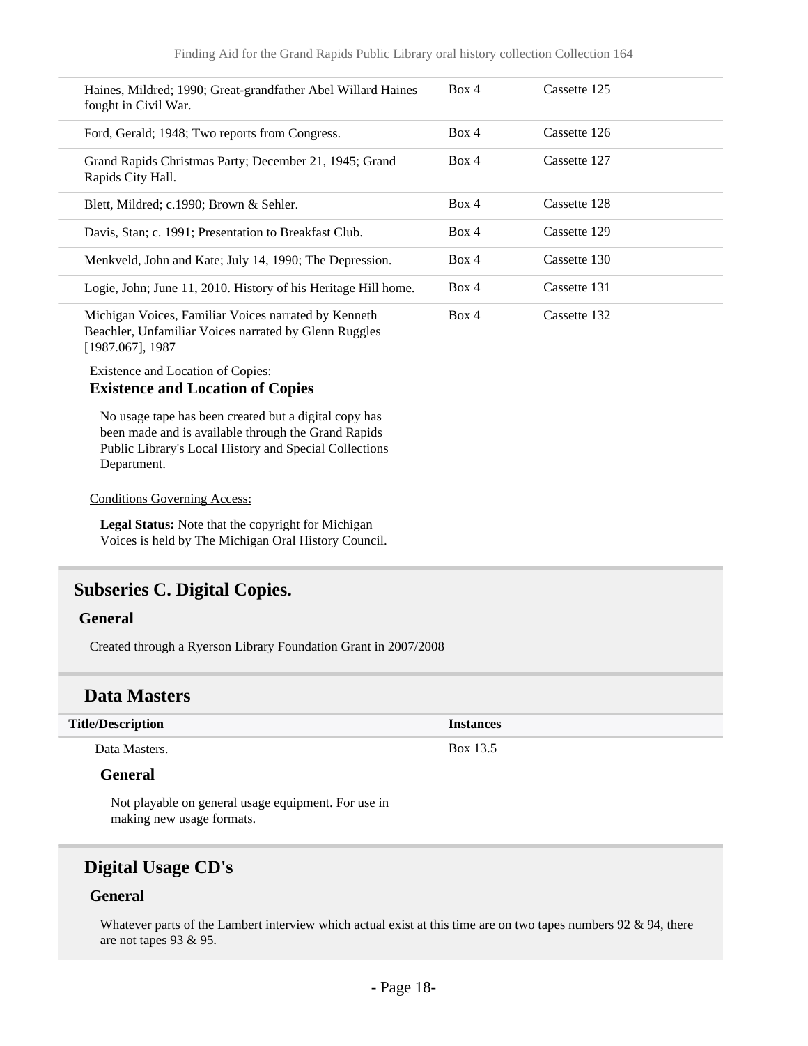| | | |
|---|---|---|
| Haines, Mildred; 1990; Great-grandfather Abel Willard Haines fought in Civil War. | Box 4 | Cassette 125 |
| Ford, Gerald; 1948; Two reports from Congress. | Box 4 | Cassette 126 |
| Grand Rapids Christmas Party; December 21, 1945; Grand Rapids City Hall. | Box 4 | Cassette 127 |
| Blett, Mildred; c.1990; Brown & Sehler. | Box 4 | Cassette 128 |
| Davis, Stan; c. 1991; Presentation to Breakfast Club. | Box 4 | Cassette 129 |
| Menkveld, John and Kate; July 14, 1990; The Depression. | Box 4 | Cassette 130 |
| Logie, John; June 11, 2010. History of his Heritage Hill home. | Box 4 | Cassette 131 |
| Michigan Voices, Familiar Voices narrated by Kenneth Beachler, Unfamiliar Voices narrated by Glenn Ruggles [1987.067], 1987 | Box 4 | Cassette 132 |

Existence and Location of Copies:

**Existence and Location of Copies**

No usage tape has been created but a digital copy has been made and is available through the Grand Rapids Public Library's Local History and Special Collections Department.

Conditions Governing Access:

**Legal Status:** Note that the copyright for Michigan Voices is held by The Michigan Oral History Council.

## Subseries C. Digital Copies.

### General

Created through a Ryerson Library Foundation Grant in 2007/2008

## Data Masters

| Title/Description | Instances |
|---|---|
| Data Masters. | Box 13.5 |

### General

Not playable on general usage equipment. For use in making new usage formats.

## Digital Usage CD's

### General

Whatever parts of the Lambert interview which actual exist at this time are on two tapes numbers 92 & 94, there are not tapes 93 & 95.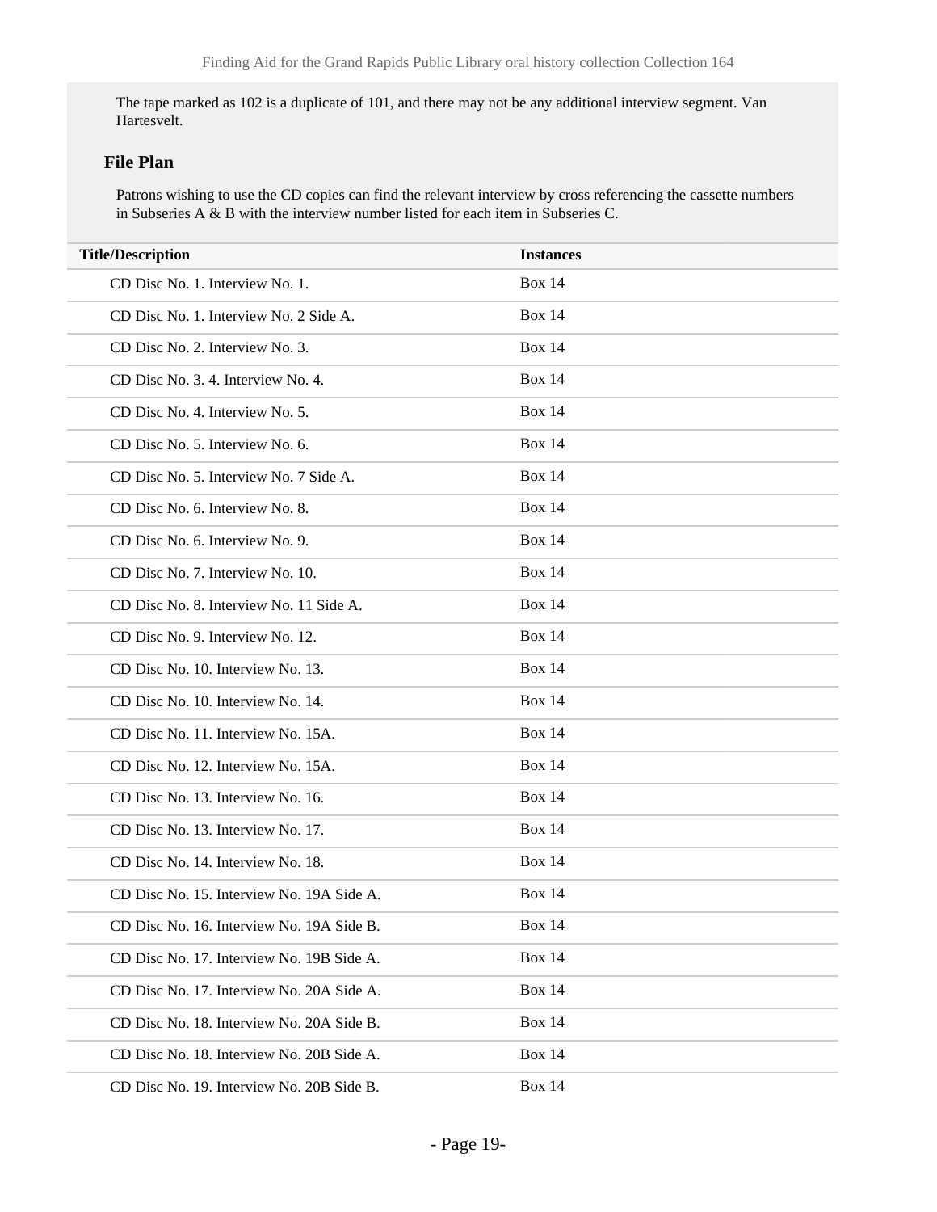The tape marked as 102 is a duplicate of 101, and there may not be any additional interview segment. Van Hartesvelt.

### File Plan

Patrons wishing to use the CD copies can find the relevant interview by cross referencing the cassette numbers in Subseries A & B with the interview number listed for each item in Subseries C.

| Title/Description | Instances |
|---|---|
| CD Disc No. 1. Interview No. 1. | Box 14 |
| CD Disc No. 1. Interview No. 2 Side A. | Box 14 |
| CD Disc No. 2. Interview No. 3. | Box 14 |
| CD Disc No. 3. 4. Interview No. 4. | Box 14 |
| CD Disc No. 4. Interview No. 5. | Box 14 |
| CD Disc No. 5. Interview No. 6. | Box 14 |
| CD Disc No. 5. Interview No. 7 Side A. | Box 14 |
| CD Disc No. 6. Interview No. 8. | Box 14 |
| CD Disc No. 6. Interview No. 9. | Box 14 |
| CD Disc No. 7. Interview No. 10. | Box 14 |
| CD Disc No. 8. Interview No. 11 Side A. | Box 14 |
| CD Disc No. 9. Interview No. 12. | Box 14 |
| CD Disc No. 10. Interview No. 13. | Box 14 |
| CD Disc No. 10. Interview No. 14. | Box 14 |
| CD Disc No. 11. Interview No. 15A. | Box 14 |
| CD Disc No. 12. Interview No. 15A. | Box 14 |
| CD Disc No. 13. Interview No. 16. | Box 14 |
| CD Disc No. 13. Interview No. 17. | Box 14 |
| CD Disc No. 14. Interview No. 18. | Box 14 |
| CD Disc No. 15. Interview No. 19A Side A. | Box 14 |
| CD Disc No. 16. Interview No. 19A Side B. | Box 14 |
| CD Disc No. 17. Interview No. 19B Side A. | Box 14 |
| CD Disc No. 17. Interview No. 20A Side A. | Box 14 |
| CD Disc No. 18. Interview No. 20A Side B. | Box 14 |
| CD Disc No. 18. Interview No. 20B Side A. | Box 14 |
| CD Disc No. 19. Interview No. 20B Side B. | Box 14 |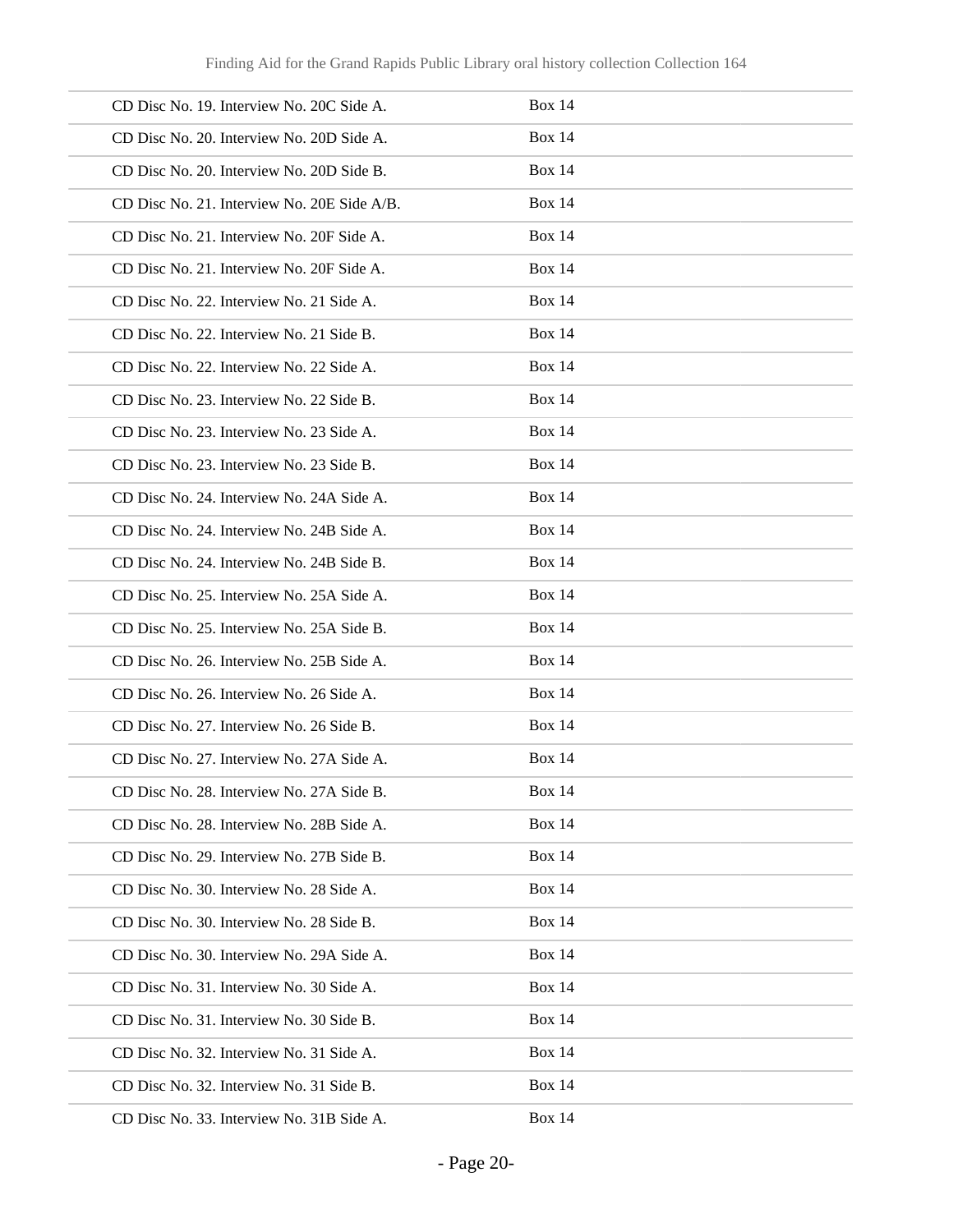| | |
|---|---|
| CD Disc No. 19. Interview No. 20C Side A. | Box 14 |
| CD Disc No. 20. Interview No. 20D Side A. | Box 14 |
| CD Disc No. 20. Interview No. 20D Side B. | Box 14 |
| CD Disc No. 21. Interview No. 20E Side A/B. | Box 14 |
| CD Disc No. 21. Interview No. 20F Side A. | Box 14 |
| CD Disc No. 21. Interview No. 20F Side A. | Box 14 |
| CD Disc No. 22. Interview No. 21 Side A. | Box 14 |
| CD Disc No. 22. Interview No. 21 Side B. | Box 14 |
| CD Disc No. 22. Interview No. 22 Side A. | Box 14 |
| CD Disc No. 23. Interview No. 22 Side B. | Box 14 |
| CD Disc No. 23. Interview No. 23 Side A. | Box 14 |
| CD Disc No. 23. Interview No. 23 Side B. | Box 14 |
| CD Disc No. 24. Interview No. 24A Side A. | Box 14 |
| CD Disc No. 24. Interview No. 24B Side A. | Box 14 |
| CD Disc No. 24. Interview No. 24B Side B. | Box 14 |
| CD Disc No. 25. Interview No. 25A Side A. | Box 14 |
| CD Disc No. 25. Interview No. 25A Side B. | Box 14 |
| CD Disc No. 26. Interview No. 25B Side A. | Box 14 |
| CD Disc No. 26. Interview No. 26 Side A. | Box 14 |
| CD Disc No. 27. Interview No. 26 Side B. | Box 14 |
| CD Disc No. 27. Interview No. 27A Side A. | Box 14 |
| CD Disc No. 28. Interview No. 27A Side B. | Box 14 |
| CD Disc No. 28. Interview No. 28B Side A. | Box 14 |
| CD Disc No. 29. Interview No. 27B Side B. | Box 14 |
| CD Disc No. 30. Interview No. 28 Side A. | Box 14 |
| CD Disc No. 30. Interview No. 28 Side B. | Box 14 |
| CD Disc No. 30. Interview No. 29A Side A. | Box 14 |
| CD Disc No. 31. Interview No. 30 Side A. | Box 14 |
| CD Disc No. 31. Interview No. 30 Side B. | Box 14 |
| CD Disc No. 32. Interview No. 31 Side A. | Box 14 |
| CD Disc No. 32. Interview No. 31 Side B. | Box 14 |
| CD Disc No. 33. Interview No. 31B Side A. | Box 14 |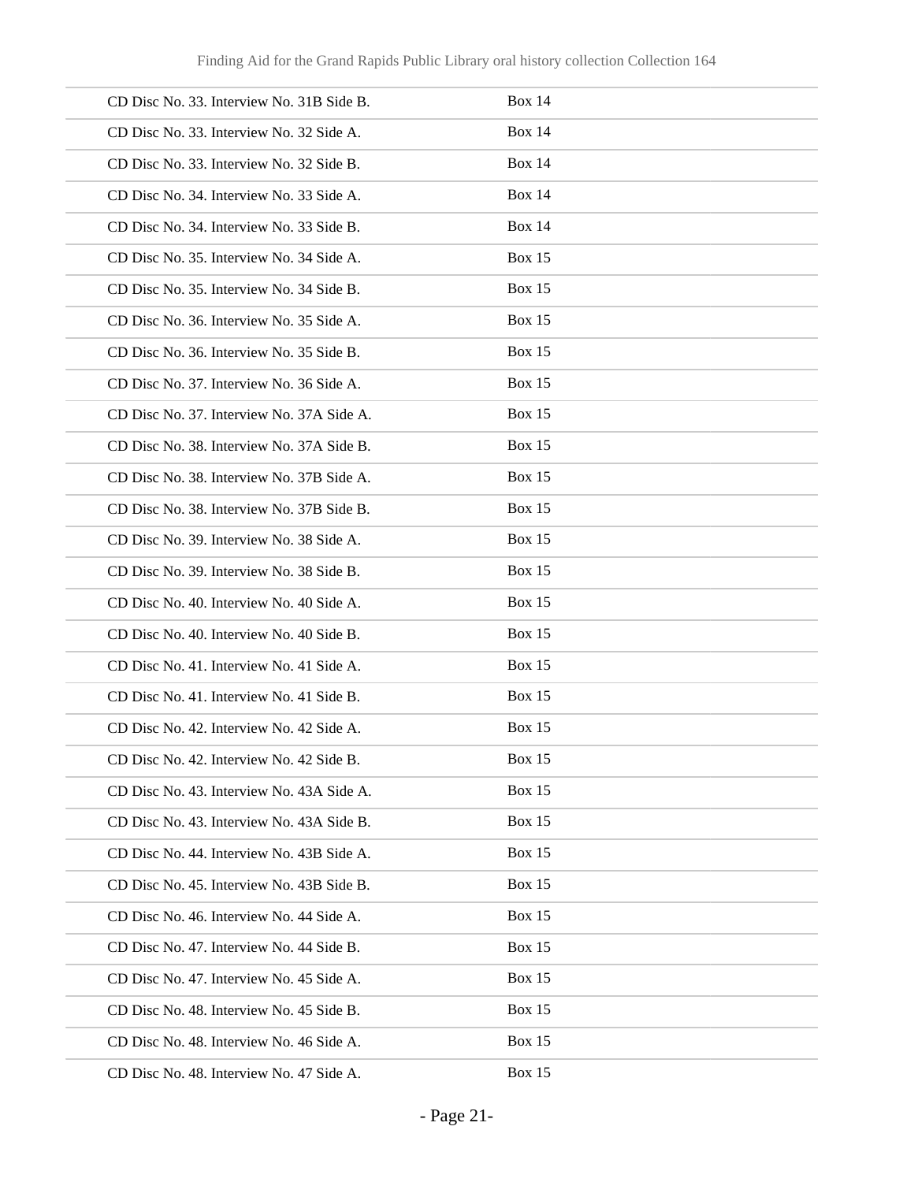| | |
|---|---|
| CD Disc No. 33. Interview No. 31B Side B. | Box 14 |
| CD Disc No. 33. Interview No. 32 Side A. | Box 14 |
| CD Disc No. 33. Interview No. 32 Side B. | Box 14 |
| CD Disc No. 34. Interview No. 33 Side A. | Box 14 |
| CD Disc No. 34. Interview No. 33 Side B. | Box 14 |
| CD Disc No. 35. Interview No. 34 Side A. | Box 15 |
| CD Disc No. 35. Interview No. 34 Side B. | Box 15 |
| CD Disc No. 36. Interview No. 35 Side A. | Box 15 |
| CD Disc No. 36. Interview No. 35 Side B. | Box 15 |
| CD Disc No. 37. Interview No. 36 Side A. | Box 15 |
| CD Disc No. 37. Interview No. 37A Side A. | Box 15 |
| CD Disc No. 38. Interview No. 37A Side B. | Box 15 |
| CD Disc No. 38. Interview No. 37B Side A. | Box 15 |
| CD Disc No. 38. Interview No. 37B Side B. | Box 15 |
| CD Disc No. 39. Interview No. 38 Side A. | Box 15 |
| CD Disc No. 39. Interview No. 38 Side B. | Box 15 |
| CD Disc No. 40. Interview No. 40 Side A. | Box 15 |
| CD Disc No. 40. Interview No. 40 Side B. | Box 15 |
| CD Disc No. 41. Interview No. 41 Side A. | Box 15 |
| CD Disc No. 41. Interview No. 41 Side B. | Box 15 |
| CD Disc No. 42. Interview No. 42 Side A. | Box 15 |
| CD Disc No. 42. Interview No. 42 Side B. | Box 15 |
| CD Disc No. 43. Interview No. 43A Side A. | Box 15 |
| CD Disc No. 43. Interview No. 43A Side B. | Box 15 |
| CD Disc No. 44. Interview No. 43B Side A. | Box 15 |
| CD Disc No. 45. Interview No. 43B Side B. | Box 15 |
| CD Disc No. 46. Interview No. 44 Side A. | Box 15 |
| CD Disc No. 47. Interview No. 44 Side B. | Box 15 |
| CD Disc No. 47. Interview No. 45 Side A. | Box 15 |
| CD Disc No. 48. Interview No. 45 Side B. | Box 15 |
| CD Disc No. 48. Interview No. 46 Side A. | Box 15 |
| CD Disc No. 48. Interview No. 47 Side A. | Box 15 |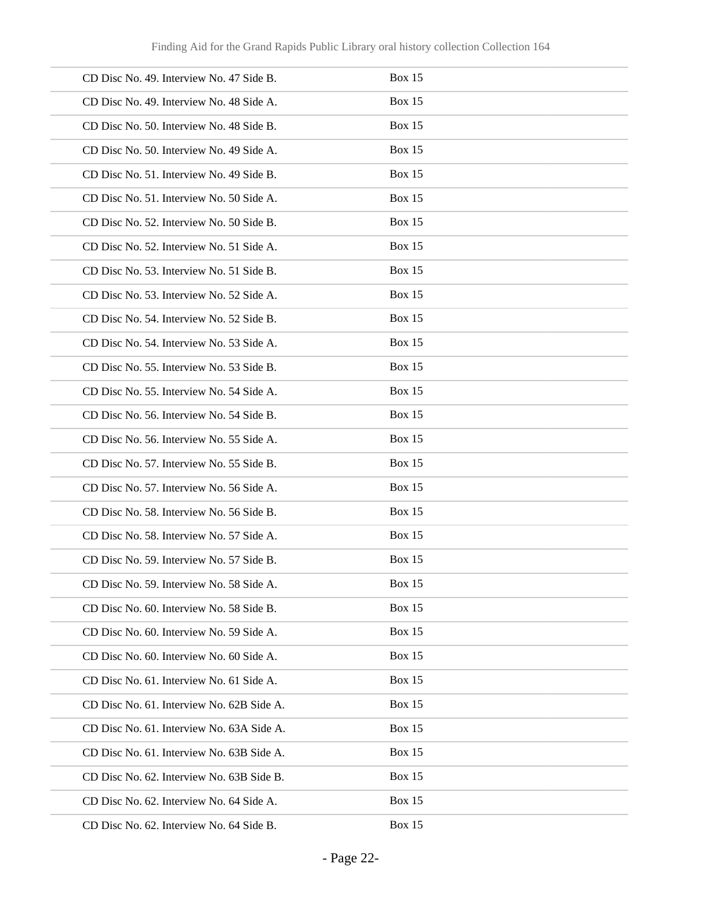| | |
|---|---|
| CD Disc No. 49. Interview No. 47 Side B. | Box 15 |
| CD Disc No. 49. Interview No. 48 Side A. | Box 15 |
| CD Disc No. 50. Interview No. 48 Side B. | Box 15 |
| CD Disc No. 50. Interview No. 49 Side A. | Box 15 |
| CD Disc No. 51. Interview No. 49 Side B. | Box 15 |
| CD Disc No. 51. Interview No. 50 Side A. | Box 15 |
| CD Disc No. 52. Interview No. 50 Side B. | Box 15 |
| CD Disc No. 52. Interview No. 51 Side A. | Box 15 |
| CD Disc No. 53. Interview No. 51 Side B. | Box 15 |
| CD Disc No. 53. Interview No. 52 Side A. | Box 15 |
| CD Disc No. 54. Interview No. 52 Side B. | Box 15 |
| CD Disc No. 54. Interview No. 53 Side A. | Box 15 |
| CD Disc No. 55. Interview No. 53 Side B. | Box 15 |
| CD Disc No. 55. Interview No. 54 Side A. | Box 15 |
| CD Disc No. 56. Interview No. 54 Side B. | Box 15 |
| CD Disc No. 56. Interview No. 55 Side A. | Box 15 |
| CD Disc No. 57. Interview No. 55 Side B. | Box 15 |
| CD Disc No. 57. Interview No. 56 Side A. | Box 15 |
| CD Disc No. 58. Interview No. 56 Side B. | Box 15 |
| CD Disc No. 58. Interview No. 57 Side A. | Box 15 |
| CD Disc No. 59. Interview No. 57 Side B. | Box 15 |
| CD Disc No. 59. Interview No. 58 Side A. | Box 15 |
| CD Disc No. 60. Interview No. 58 Side B. | Box 15 |
| CD Disc No. 60. Interview No. 59 Side A. | Box 15 |
| CD Disc No. 60. Interview No. 60 Side A. | Box 15 |
| CD Disc No. 61. Interview No. 61 Side A. | Box 15 |
| CD Disc No. 61. Interview No. 62B Side A. | Box 15 |
| CD Disc No. 61. Interview No. 63A Side A. | Box 15 |
| CD Disc No. 61. Interview No. 63B Side A. | Box 15 |
| CD Disc No. 62. Interview No. 63B Side B. | Box 15 |
| CD Disc No. 62. Interview No. 64 Side A. | Box 15 |
| CD Disc No. 62. Interview No. 64 Side B. | Box 15 |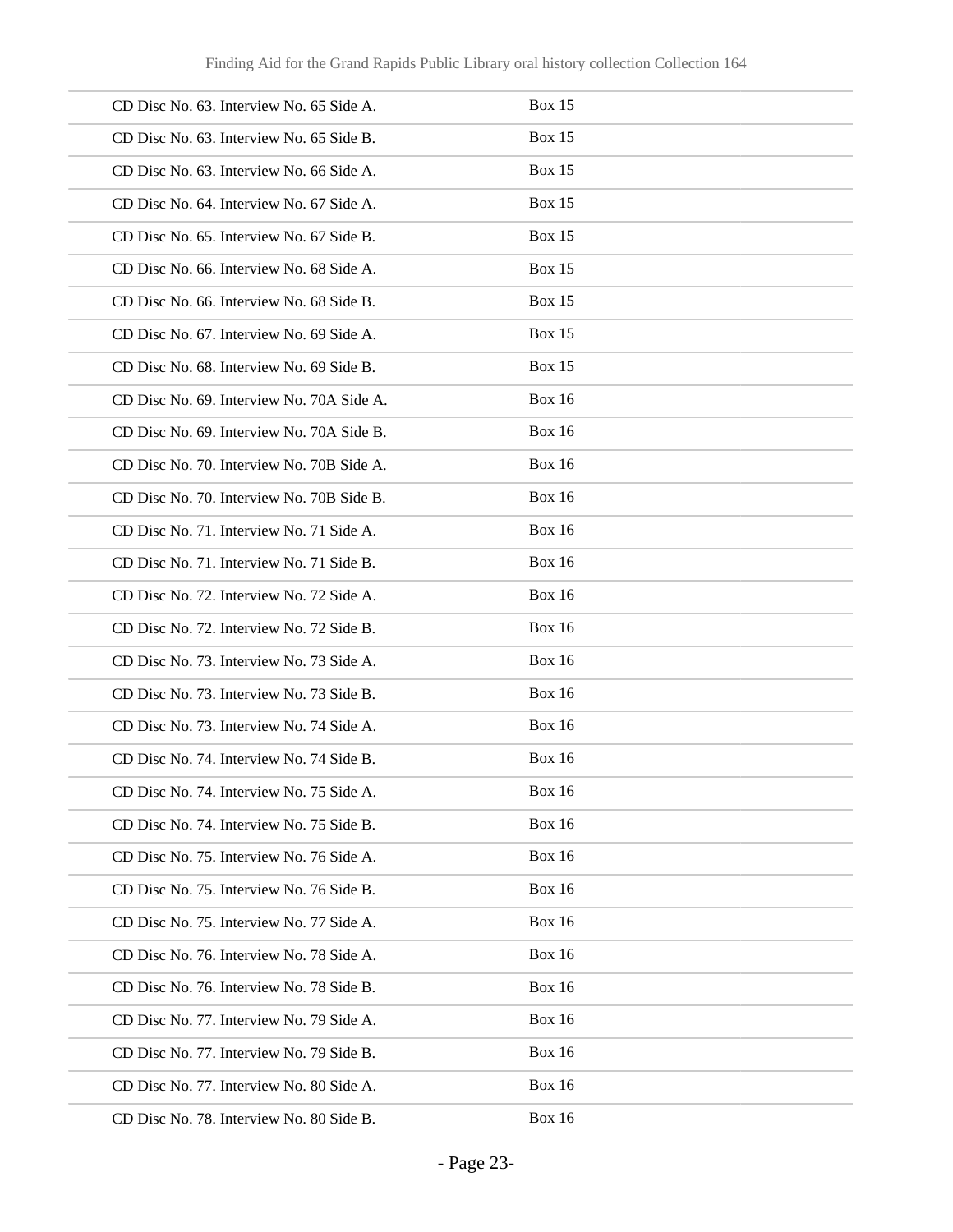| | |
|---|---|
| CD Disc No. 63. Interview No. 65 Side A. | Box 15 |
| CD Disc No. 63. Interview No. 65 Side B. | Box 15 |
| CD Disc No. 63. Interview No. 66 Side A. | Box 15 |
| CD Disc No. 64. Interview No. 67 Side A. | Box 15 |
| CD Disc No. 65. Interview No. 67 Side B. | Box 15 |
| CD Disc No. 66. Interview No. 68 Side A. | Box 15 |
| CD Disc No. 66. Interview No. 68 Side B. | Box 15 |
| CD Disc No. 67. Interview No. 69 Side A. | Box 15 |
| CD Disc No. 68. Interview No. 69 Side B. | Box 15 |
| CD Disc No. 69. Interview No. 70A Side A. | Box 16 |
| CD Disc No. 69. Interview No. 70A Side B. | Box 16 |
| CD Disc No. 70. Interview No. 70B Side A. | Box 16 |
| CD Disc No. 70. Interview No. 70B Side B. | Box 16 |
| CD Disc No. 71. Interview No. 71 Side A. | Box 16 |
| CD Disc No. 71. Interview No. 71 Side B. | Box 16 |
| CD Disc No. 72. Interview No. 72 Side A. | Box 16 |
| CD Disc No. 72. Interview No. 72 Side B. | Box 16 |
| CD Disc No. 73. Interview No. 73 Side A. | Box 16 |
| CD Disc No. 73. Interview No. 73 Side B. | Box 16 |
| CD Disc No. 73. Interview No. 74 Side A. | Box 16 |
| CD Disc No. 74. Interview No. 74 Side B. | Box 16 |
| CD Disc No. 74. Interview No. 75 Side A. | Box 16 |
| CD Disc No. 74. Interview No. 75 Side B. | Box 16 |
| CD Disc No. 75. Interview No. 76 Side A. | Box 16 |
| CD Disc No. 75. Interview No. 76 Side B. | Box 16 |
| CD Disc No. 75. Interview No. 77 Side A. | Box 16 |
| CD Disc No. 76. Interview No. 78 Side A. | Box 16 |
| CD Disc No. 76. Interview No. 78 Side B. | Box 16 |
| CD Disc No. 77. Interview No. 79 Side A. | Box 16 |
| CD Disc No. 77. Interview No. 79 Side B. | Box 16 |
| CD Disc No. 77. Interview No. 80 Side A. | Box 16 |
| CD Disc No. 78. Interview No. 80 Side B. | Box 16 |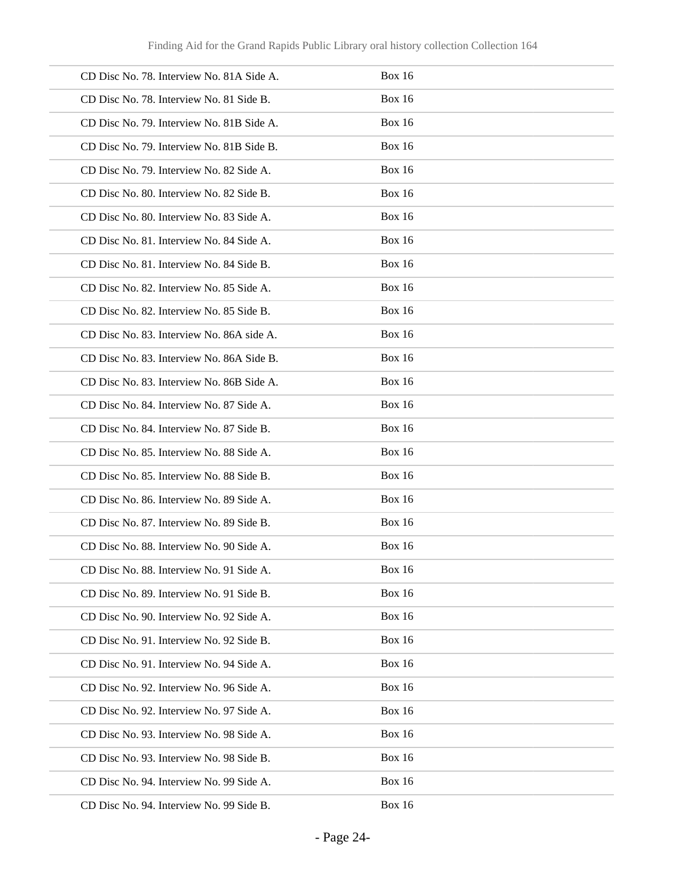| | |
|---|---|
| CD Disc No. 78. Interview No. 81A Side A. | Box 16 |
| CD Disc No. 78. Interview No. 81 Side B. | Box 16 |
| CD Disc No. 79. Interview No. 81B Side A. | Box 16 |
| CD Disc No. 79. Interview No. 81B Side B. | Box 16 |
| CD Disc No. 79. Interview No. 82 Side A. | Box 16 |
| CD Disc No. 80. Interview No. 82 Side B. | Box 16 |
| CD Disc No. 80. Interview No. 83 Side A. | Box 16 |
| CD Disc No. 81. Interview No. 84 Side A. | Box 16 |
| CD Disc No. 81. Interview No. 84 Side B. | Box 16 |
| CD Disc No. 82. Interview No. 85 Side A. | Box 16 |
| CD Disc No. 82. Interview No. 85 Side B. | Box 16 |
| CD Disc No. 83. Interview No. 86A side A. | Box 16 |
| CD Disc No. 83. Interview No. 86A Side B. | Box 16 |
| CD Disc No. 83. Interview No. 86B Side A. | Box 16 |
| CD Disc No. 84. Interview No. 87 Side A. | Box 16 |
| CD Disc No. 84. Interview No. 87 Side B. | Box 16 |
| CD Disc No. 85. Interview No. 88 Side A. | Box 16 |
| CD Disc No. 85. Interview No. 88 Side B. | Box 16 |
| CD Disc No. 86. Interview No. 89 Side A. | Box 16 |
| CD Disc No. 87. Interview No. 89 Side B. | Box 16 |
| CD Disc No. 88. Interview No. 90 Side A. | Box 16 |
| CD Disc No. 88. Interview No. 91 Side A. | Box 16 |
| CD Disc No. 89. Interview No. 91 Side B. | Box 16 |
| CD Disc No. 90. Interview No. 92 Side A. | Box 16 |
| CD Disc No. 91. Interview No. 92 Side B. | Box 16 |
| CD Disc No. 91. Interview No. 94 Side A. | Box 16 |
| CD Disc No. 92. Interview No. 96 Side A. | Box 16 |
| CD Disc No. 92. Interview No. 97 Side A. | Box 16 |
| CD Disc No. 93. Interview No. 98 Side A. | Box 16 |
| CD Disc No. 93. Interview No. 98 Side B. | Box 16 |
| CD Disc No. 94. Interview No. 99 Side A. | Box 16 |
| CD Disc No. 94. Interview No. 99 Side B. | Box 16 |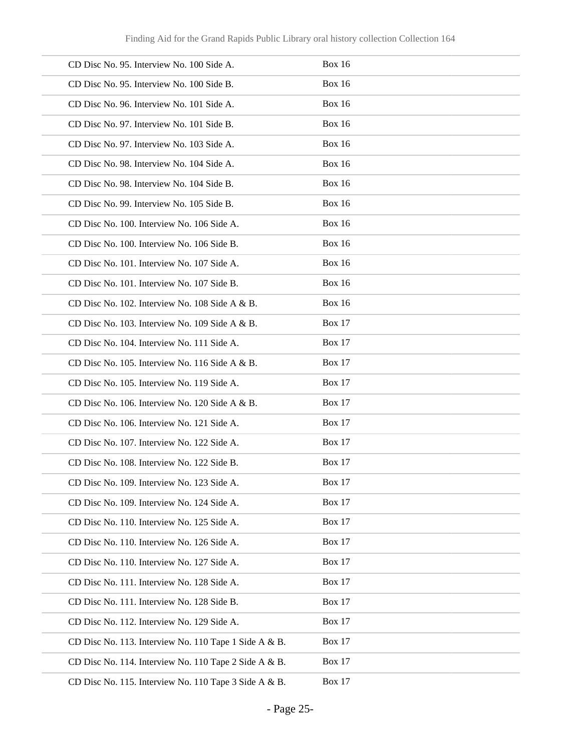| | |
|---|---|
| CD Disc No. 95. Interview No. 100 Side A. | Box 16 |
| CD Disc No. 95. Interview No. 100 Side B. | Box 16 |
| CD Disc No. 96. Interview No. 101 Side A. | Box 16 |
| CD Disc No. 97. Interview No. 101 Side B. | Box 16 |
| CD Disc No. 97. Interview No. 103 Side A. | Box 16 |
| CD Disc No. 98. Interview No. 104 Side A. | Box 16 |
| CD Disc No. 98. Interview No. 104 Side B. | Box 16 |
| CD Disc No. 99. Interview No. 105 Side B. | Box 16 |
| CD Disc No. 100. Interview No. 106 Side A. | Box 16 |
| CD Disc No. 100. Interview No. 106 Side B. | Box 16 |
| CD Disc No. 101. Interview No. 107 Side A. | Box 16 |
| CD Disc No. 101. Interview No. 107 Side B. | Box 16 |
| CD Disc No. 102. Interview No. 108 Side A & B. | Box 16 |
| CD Disc No. 103. Interview No. 109 Side A & B. | Box 17 |
| CD Disc No. 104. Interview No. 111 Side A. | Box 17 |
| CD Disc No. 105. Interview No. 116 Side A & B. | Box 17 |
| CD Disc No. 105. Interview No. 119 Side A. | Box 17 |
| CD Disc No. 106. Interview No. 120 Side A & B. | Box 17 |
| CD Disc No. 106. Interview No. 121 Side A. | Box 17 |
| CD Disc No. 107. Interview No. 122 Side A. | Box 17 |
| CD Disc No. 108. Interview No. 122 Side B. | Box 17 |
| CD Disc No. 109. Interview No. 123 Side A. | Box 17 |
| CD Disc No. 109. Interview No. 124 Side A. | Box 17 |
| CD Disc No. 110. Interview No. 125 Side A. | Box 17 |
| CD Disc No. 110. Interview No. 126 Side A. | Box 17 |
| CD Disc No. 110. Interview No. 127 Side A. | Box 17 |
| CD Disc No. 111. Interview No. 128 Side A. | Box 17 |
| CD Disc No. 111. Interview No. 128 Side B. | Box 17 |
| CD Disc No. 112. Interview No. 129 Side A. | Box 17 |
| CD Disc No. 113. Interview No. 110 Tape 1 Side A & B. | Box 17 |
| CD Disc No. 114. Interview No. 110 Tape 2 Side A & B. | Box 17 |
| CD Disc No. 115. Interview No. 110 Tape 3 Side A & B. | Box 17 |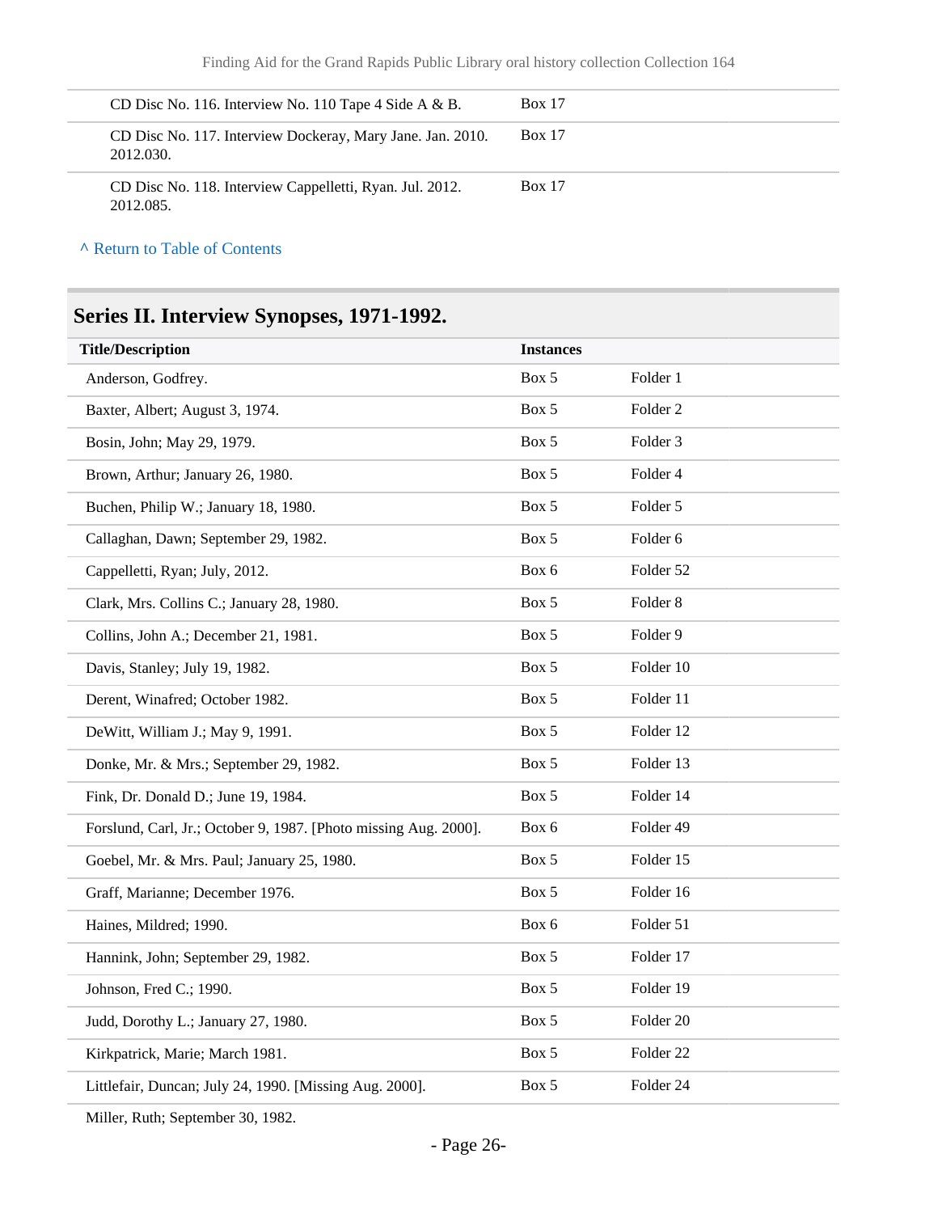| | |
|---|---|
| CD Disc No. 116. Interview No. 110 Tape 4 Side A & B. | Box 17 |
| CD Disc No. 117. Interview Dockeray, Mary Jane. Jan. 2010. 2012.030. | Box 17 |
| CD Disc No. 118. Interview Cappelletti, Ryan. Jul. 2012. 2012.085. | Box 17 |

^ Return to Table of Contents

## Series II. Interview Synopses, 1971-1992.

| Title/Description | Instances | |
|---|---|---|
| Anderson, Godfrey. | Box 5 | Folder 1 |
| Baxter, Albert; August 3, 1974. | Box 5 | Folder 2 |
| Bosin, John; May 29, 1979. | Box 5 | Folder 3 |
| Brown, Arthur; January 26, 1980. | Box 5 | Folder 4 |
| Buchen, Philip W.; January 18, 1980. | Box 5 | Folder 5 |
| Callaghan, Dawn; September 29, 1982. | Box 5 | Folder 6 |
| Cappelletti, Ryan; July, 2012. | Box 6 | Folder 52 |
| Clark, Mrs. Collins C.; January 28, 1980. | Box 5 | Folder 8 |
| Collins, John A.; December 21, 1981. | Box 5 | Folder 9 |
| Davis, Stanley; July 19, 1982. | Box 5 | Folder 10 |
| Derent, Winafred; October 1982. | Box 5 | Folder 11 |
| DeWitt, William J.; May 9, 1991. | Box 5 | Folder 12 |
| Donke, Mr. & Mrs.; September 29, 1982. | Box 5 | Folder 13 |
| Fink, Dr. Donald D.; June 19, 1984. | Box 5 | Folder 14 |
| Forslund, Carl, Jr.; October 9, 1987. [Photo missing Aug. 2000]. | Box 6 | Folder 49 |
| Goebel, Mr. & Mrs. Paul; January 25, 1980. | Box 5 | Folder 15 |
| Graff, Marianne; December 1976. | Box 5 | Folder 16 |
| Haines, Mildred; 1990. | Box 6 | Folder 51 |
| Hannink, John; September 29, 1982. | Box 5 | Folder 17 |
| Johnson, Fred C.; 1990. | Box 5 | Folder 19 |
| Judd, Dorothy L.; January 27, 1980. | Box 5 | Folder 20 |
| Kirkpatrick, Marie; March 1981. | Box 5 | Folder 22 |
| Littlefair, Duncan; July 24, 1990. [Missing Aug. 2000]. | Box 5 | Folder 24 |
| Miller, Ruth; September 30, 1982. | | |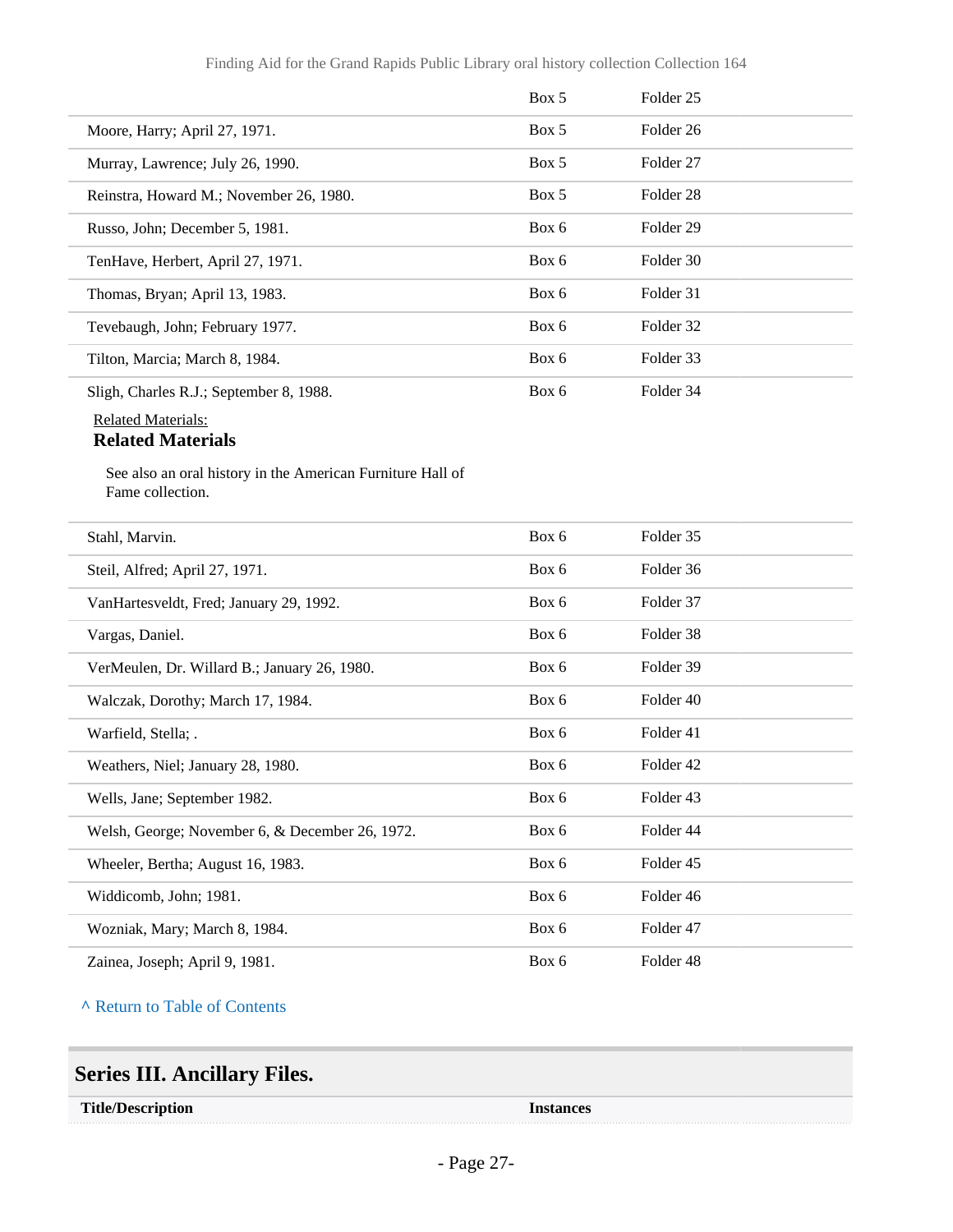| | | |
|---|---|---|
| | Box 5 | Folder 25 |
| Moore, Harry; April 27, 1971. | Box 5 | Folder 26 |
| Murray, Lawrence; July 26, 1990. | Box 5 | Folder 27 |
| Reinstra, Howard M.; November 26, 1980. | Box 5 | Folder 28 |
| Russo, John; December 5, 1981. | Box 6 | Folder 29 |
| TenHave, Herbert, April 27, 1971. | Box 6 | Folder 30 |
| Thomas, Bryan; April 13, 1983. | Box 6 | Folder 31 |
| Tevebaugh, John; February 1977. | Box 6 | Folder 32 |
| Tilton, Marcia; March 8, 1984. | Box 6 | Folder 33 |
| Sligh, Charles R.J.; September 8, 1988. | Box 6 | Folder 34 |

Related Materials:

**Related Materials**

See also an oral history in the American Furniture Hall of Fame collection.

| | | |
|---|---|---|
| Stahl, Marvin. | Box 6 | Folder 35 |
| Steil, Alfred; April 27, 1971. | Box 6 | Folder 36 |
| VanHartesveldt, Fred; January 29, 1992. | Box 6 | Folder 37 |
| Vargas, Daniel. | Box 6 | Folder 38 |
| VerMeulen, Dr. Willard B.; January 26, 1980. | Box 6 | Folder 39 |
| Walczak, Dorothy; March 17, 1984. | Box 6 | Folder 40 |
| Warfield, Stella; . | Box 6 | Folder 41 |
| Weathers, Niel; January 28, 1980. | Box 6 | Folder 42 |
| Wells, Jane; September 1982. | Box 6 | Folder 43 |
| Welsh, George; November 6, & December 26, 1972. | Box 6 | Folder 44 |
| Wheeler, Bertha; August 16, 1983. | Box 6 | Folder 45 |
| Widdicomb, John; 1981. | Box 6 | Folder 46 |
| Wozniak, Mary; March 8, 1984. | Box 6 | Folder 47 |
| Zainea, Joseph; April 9, 1981. | Box 6 | Folder 48 |

^ Return to Table of Contents

## Series III. Ancillary Files.

| Title/Description | Instances |
|---|---|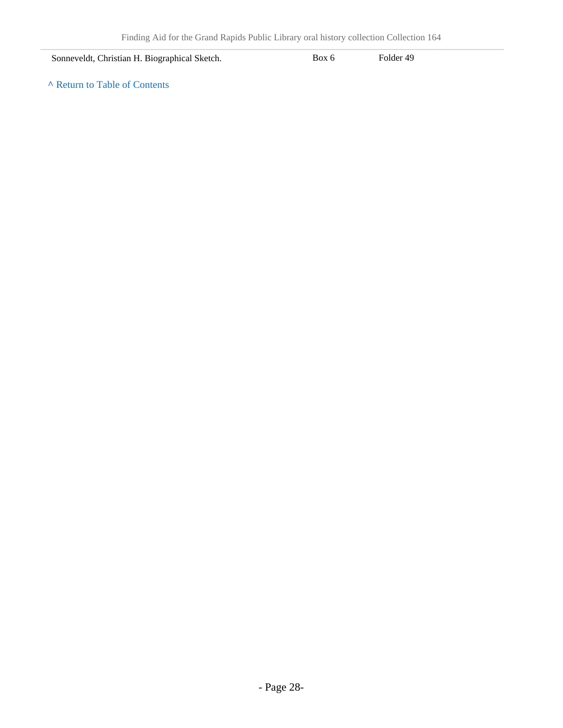| | | |
|---|---|---|
| Sonneveldt, Christian H. Biographical Sketch. | Box 6 | Folder 49 |

^ Return to Table of Contents